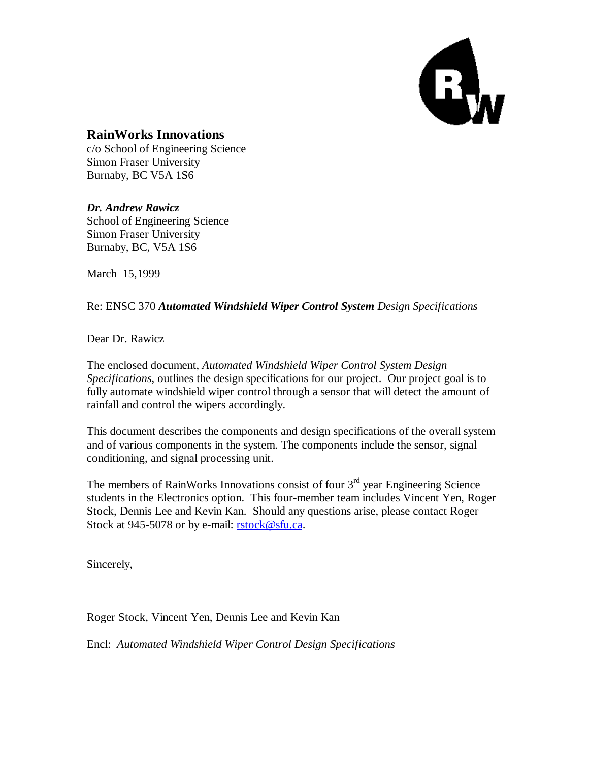**RainWorks Innovations**
c/o School of Engineering Science
Simon Fraser University
Burnaby, BC V5A 1S6

***Dr. Andrew Rawicz***
School of Engineering Science
Simon Fraser University
Burnaby, BC, V5A 1S6

March 15,1999

Re: ENSC 370 ***Automated Windshield Wiper Control System*** *Design Specifications*

Dear Dr. Rawicz

The enclosed document, *Automated Windshield Wiper Control System Design Specifications*, outlines the design specifications for our project. Our project goal is to fully automate windshield wiper control through a sensor that will detect the amount of rainfall and control the wipers accordingly.

This document describes the components and design specifications of the overall system and of various components in the system. The components include the sensor, signal conditioning, and signal processing unit.

The members of RainWorks Innovations consist of four 3rd year Engineering Science students in the Electronics option. This four-member team includes Vincent Yen, Roger Stock, Dennis Lee and Kevin Kan. Should any questions arise, please contact Roger Stock at 945-5078 or by e-mail: rstock@sfu.ca.

Sincerely,

Roger Stock, Vincent Yen, Dennis Lee and Kevin Kan

Encl: *Automated Windshield Wiper Control Design Specifications*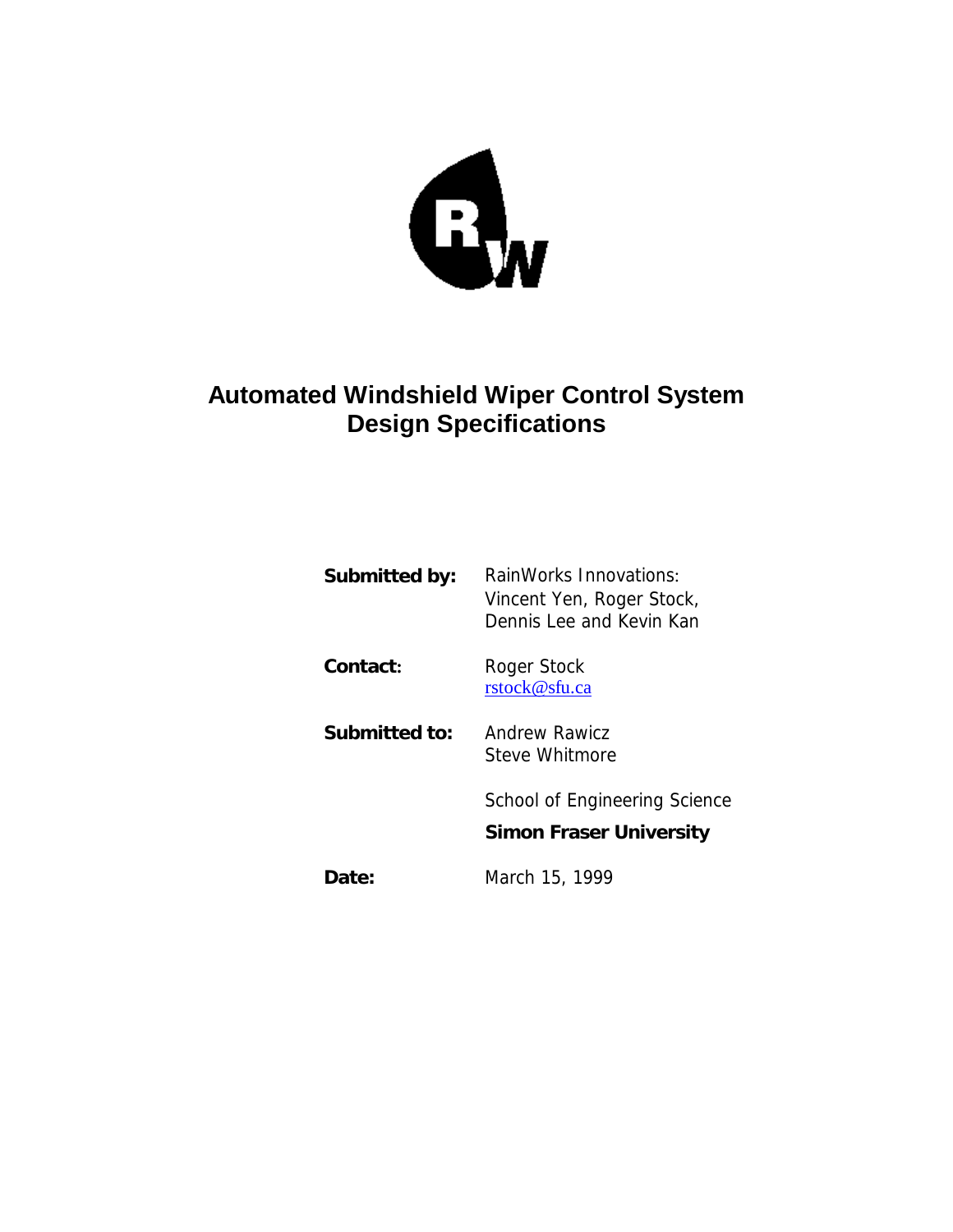# Automated Windshield Wiper Control System Design Specifications

**Submitted by:** RainWorks Innovations:
Vincent Yen, Roger Stock,
Dennis Lee and Kevin Kan

**Contact:** Roger Stock
rstock@sfu.ca

**Submitted to:** Andrew Rawicz
Steve Whitmore

School of Engineering Science
**Simon Fraser University**

**Date:** March 15, 1999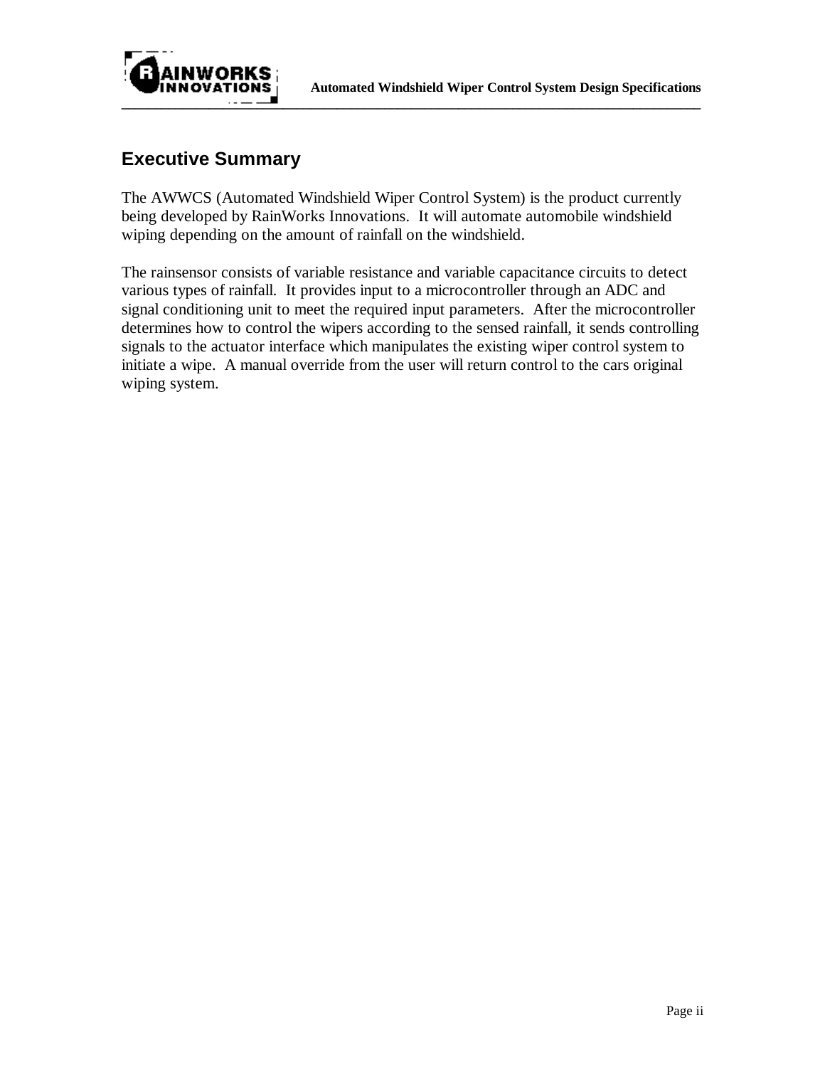## Executive Summary

The AWWCS (Automated Windshield Wiper Control System) is the product currently being developed by RainWorks Innovations. It will automate automobile windshield wiping depending on the amount of rainfall on the windshield.

The rainsensor consists of variable resistance and variable capacitance circuits to detect various types of rainfall. It provides input to a microcontroller through an ADC and signal conditioning unit to meet the required input parameters. After the microcontroller determines how to control the wipers according to the sensed rainfall, it sends controlling signals to the actuator interface which manipulates the existing wiper control system to initiate a wipe. A manual override from the user will return control to the cars original wiping system.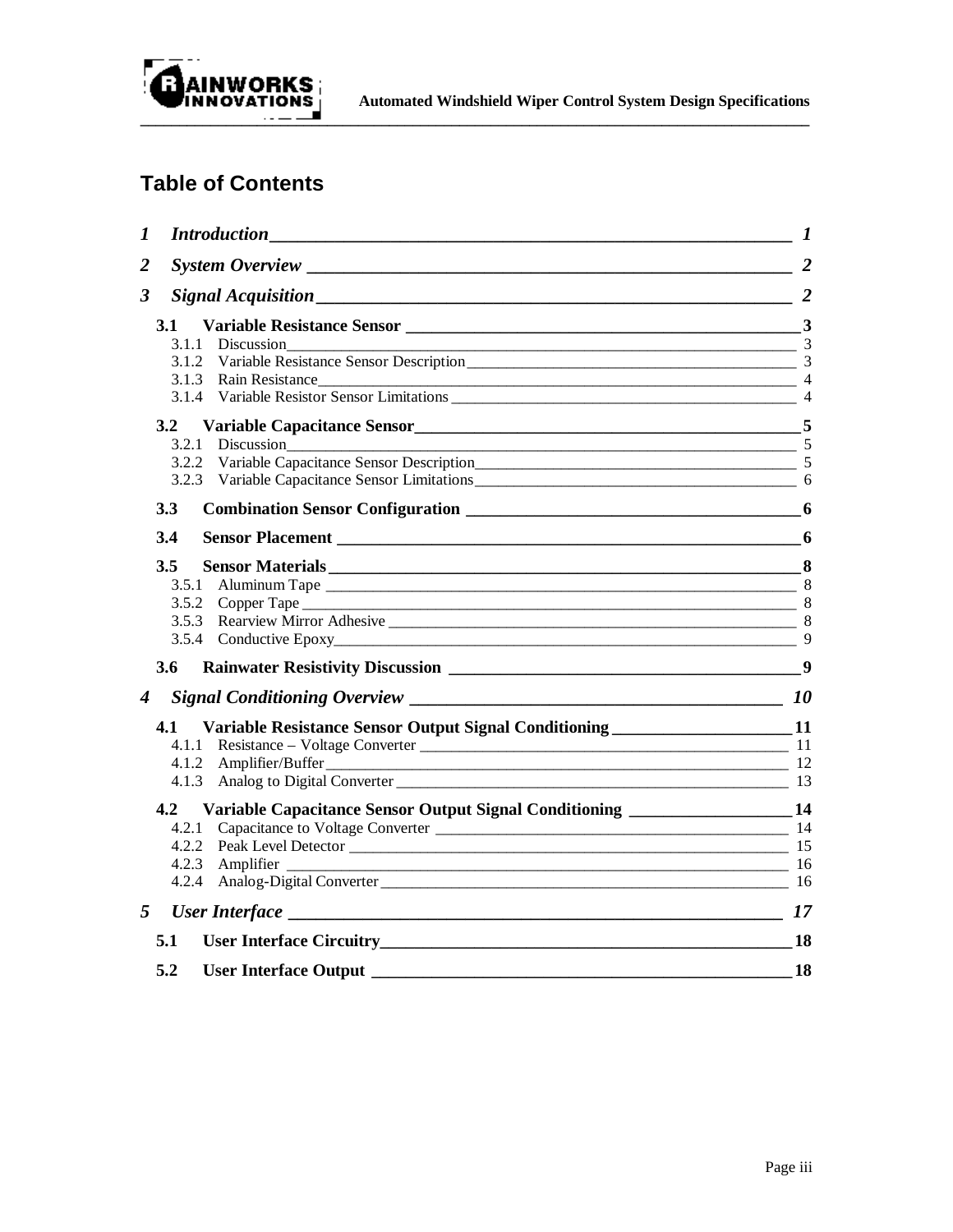# Table of Contents

*1 Introduction* — *1*

*2 System Overview* — *2*

*3 Signal Acquisition* — *2*

**3.1 Variable Resistance Sensor** — **3**
- 3.1.1 Discussion — 3
- 3.1.2 Variable Resistance Sensor Description — 3
- 3.1.3 Rain Resistance — 4
- 3.1.4 Variable Resistor Sensor Limitations — 4

**3.2 Variable Capacitance Sensor** — **5**
- 3.2.1 Discussion — 5
- 3.2.2 Variable Capacitance Sensor Description — 5
- 3.2.3 Variable Capacitance Sensor Limitations — 6

**3.3 Combination Sensor Configuration** — **6**

**3.4 Sensor Placement** — **6**

**3.5 Sensor Materials** — **8**
- 3.5.1 Aluminum Tape — 8
- 3.5.2 Copper Tape — 8
- 3.5.3 Rearview Mirror Adhesive — 8
- 3.5.4 Conductive Epoxy — 9

**3.6 Rainwater Resistivity Discussion** — **9**

*4 Signal Conditioning Overview* — *10*

**4.1 Variable Resistance Sensor Output Signal Conditioning** — **11**
- 4.1.1 Resistance – Voltage Converter — 11
- 4.1.2 Amplifier/Buffer — 12
- 4.1.3 Analog to Digital Converter — 13

**4.2 Variable Capacitance Sensor Output Signal Conditioning** — **14**
- 4.2.1 Capacitance to Voltage Converter — 14
- 4.2.2 Peak Level Detector — 15
- 4.2.3 Amplifier — 16
- 4.2.4 Analog-Digital Converter — 16

*5 User Interface* — *17*

**5.1 User Interface Circuitry** — **18**

**5.2 User Interface Output** — **18**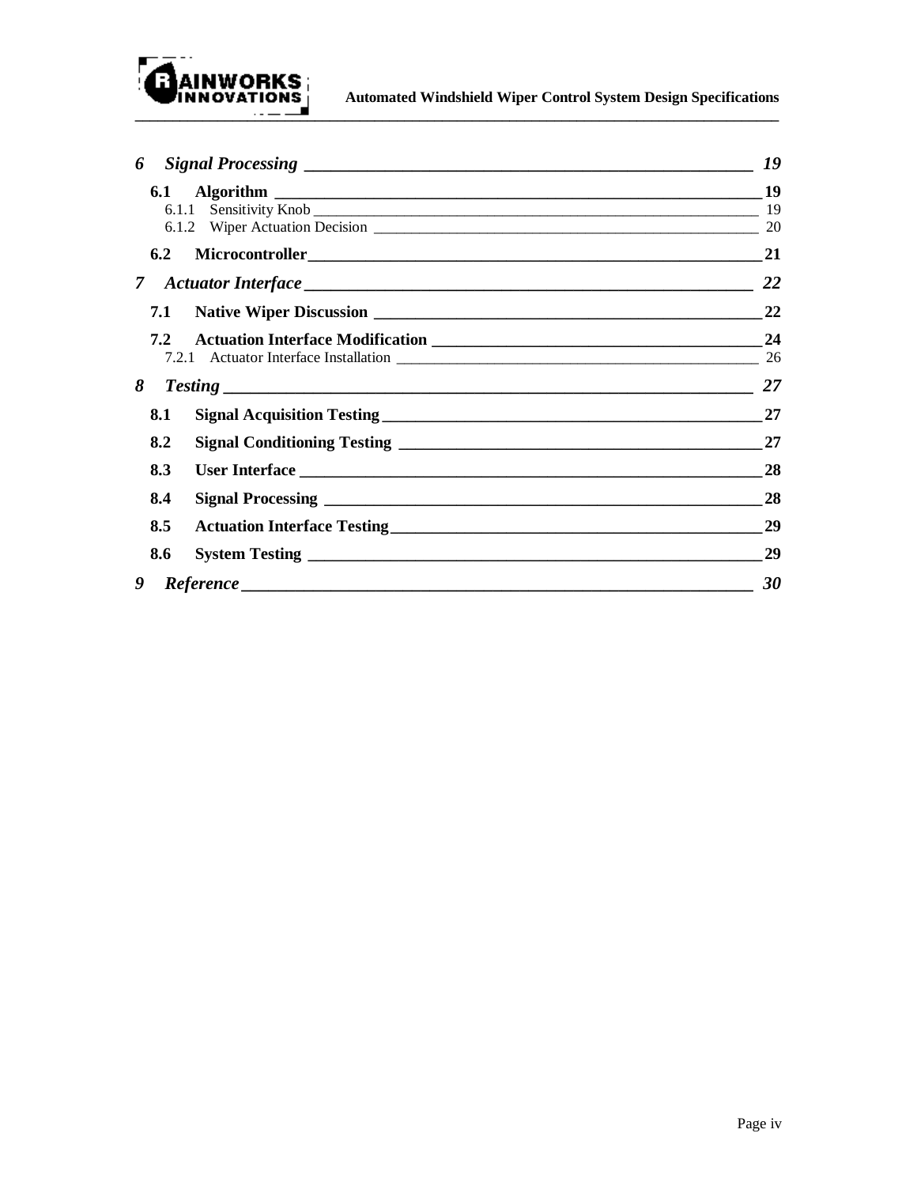*6 Signal Processing* — 19

**6.1 Algorithm** — 19

6.1.1 Sensitivity Knob — 19

6.1.2 Wiper Actuation Decision — 20

**6.2 Microcontroller** — 21

*7 Actuator Interface* — 22

**7.1 Native Wiper Discussion** — 22

**7.2 Actuation Interface Modification** — 24

7.2.1 Actuator Interface Installation — 26

*8 Testing* — 27

**8.1 Signal Acquisition Testing** — 27

**8.2 Signal Conditioning Testing** — 27

**8.3 User Interface** — 28

**8.4 Signal Processing** — 28

**8.5 Actuation Interface Testing** — 29

**8.6 System Testing** — 29

*9 Reference* — 30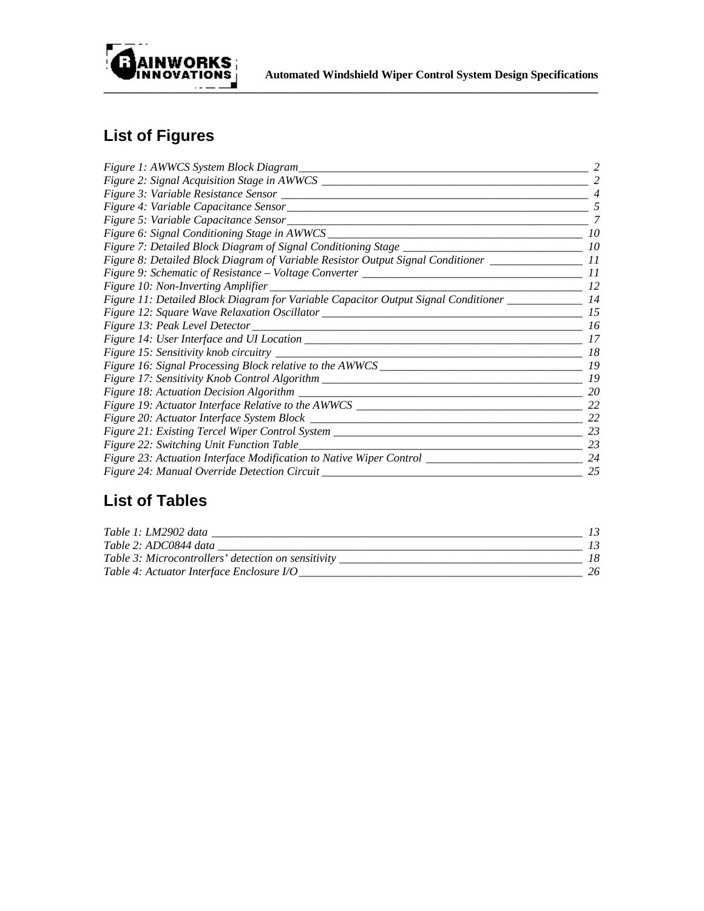## List of Figures

*Figure 1: AWWCS System Block Diagram* — 2
*Figure 2: Signal Acquisition Stage in AWWCS* — 2
*Figure 3: Variable Resistance Sensor* — 4
*Figure 4: Variable Capacitance Sensor* — 5
*Figure 5: Variable Capacitance Sensor* — 7
*Figure 6: Signal Conditioning Stage in AWWCS* — 10
*Figure 7: Detailed Block Diagram of Signal Conditioning Stage* — 10
*Figure 8: Detailed Block Diagram of Variable Resistor Output Signal Conditioner* — 11
*Figure 9: Schematic of Resistance – Voltage Converter* — 11
*Figure 10: Non-Inverting Amplifier* — 12
*Figure 11: Detailed Block Diagram for Variable Capacitor Output Signal Conditioner* — 14
*Figure 12: Square Wave Relaxation Oscillator* — 15
*Figure 13: Peak Level Detector* — 16
*Figure 14: User Interface and UI Location* — 17
*Figure 15: Sensitivity knob circuitry* — 18
*Figure 16: Signal Processing Block relative to the AWWCS* — 19
*Figure 17: Sensitivity Knob Control Algorithm* — 19
*Figure 18: Actuation Decision Algorithm* — 20
*Figure 19: Actuator Interface Relative to the AWWCS* — 22
*Figure 20: Actuator Interface System Block* — 22
*Figure 21: Existing Tercel Wiper Control System* — 23
*Figure 22: Switching Unit Function Table* — 23
*Figure 23: Actuation Interface Modification to Native Wiper Control* — 24
*Figure 24: Manual Override Detection Circuit* — 25

## List of Tables

*Table 1: LM2902 data* — 13
*Table 2: ADC0844 data* — 13
*Table 3: Microcontrollers' detection on sensitivity* — 18
*Table 4: Actuator Interface Enclosure I/O* — 26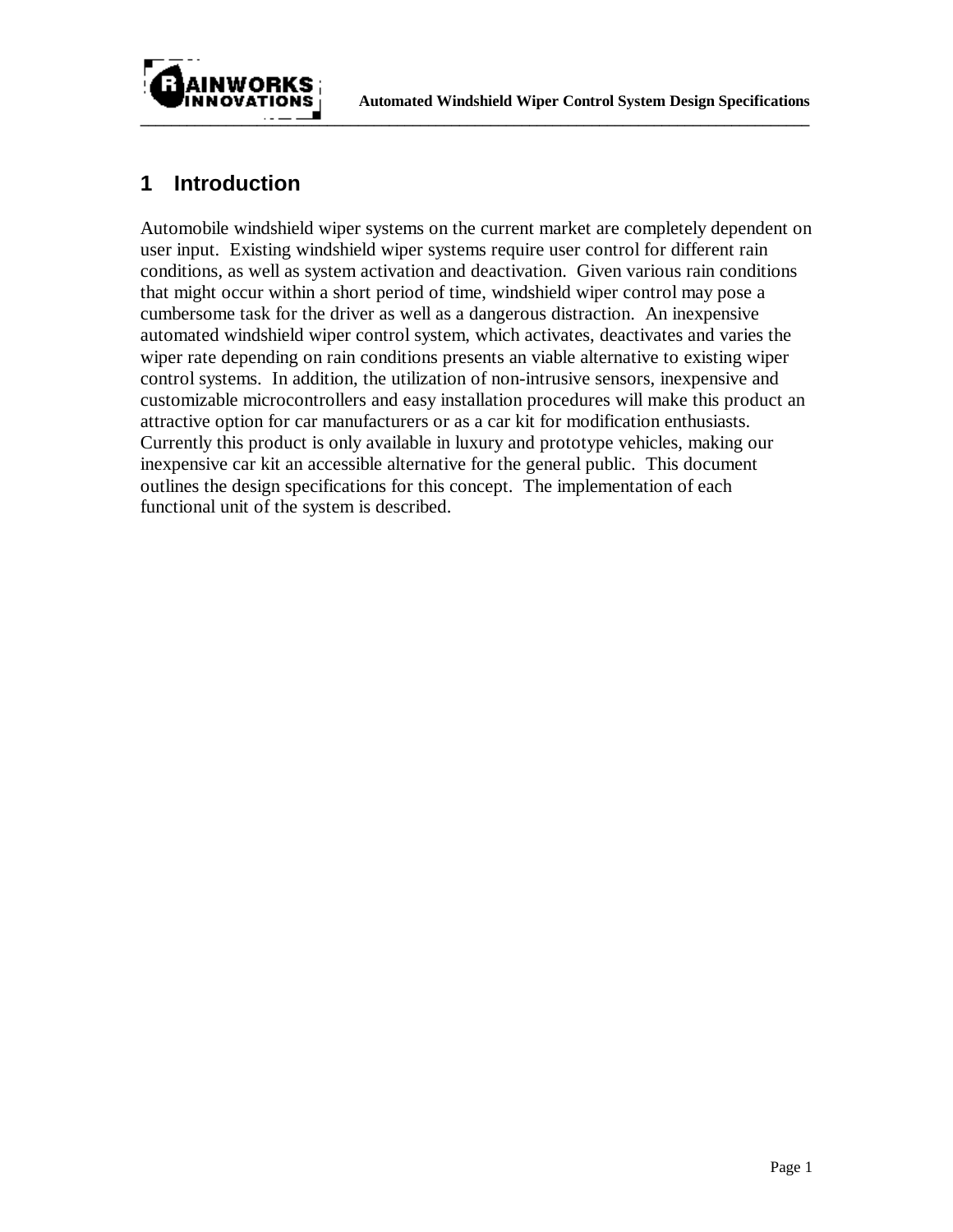# 1 Introduction

Automobile windshield wiper systems on the current market are completely dependent on user input. Existing windshield wiper systems require user control for different rain conditions, as well as system activation and deactivation. Given various rain conditions that might occur within a short period of time, windshield wiper control may pose a cumbersome task for the driver as well as a dangerous distraction. An inexpensive automated windshield wiper control system, which activates, deactivates and varies the wiper rate depending on rain conditions presents an viable alternative to existing wiper control systems. In addition, the utilization of non-intrusive sensors, inexpensive and customizable microcontrollers and easy installation procedures will make this product an attractive option for car manufacturers or as a car kit for modification enthusiasts. Currently this product is only available in luxury and prototype vehicles, making our inexpensive car kit an accessible alternative for the general public. This document outlines the design specifications for this concept. The implementation of each functional unit of the system is described.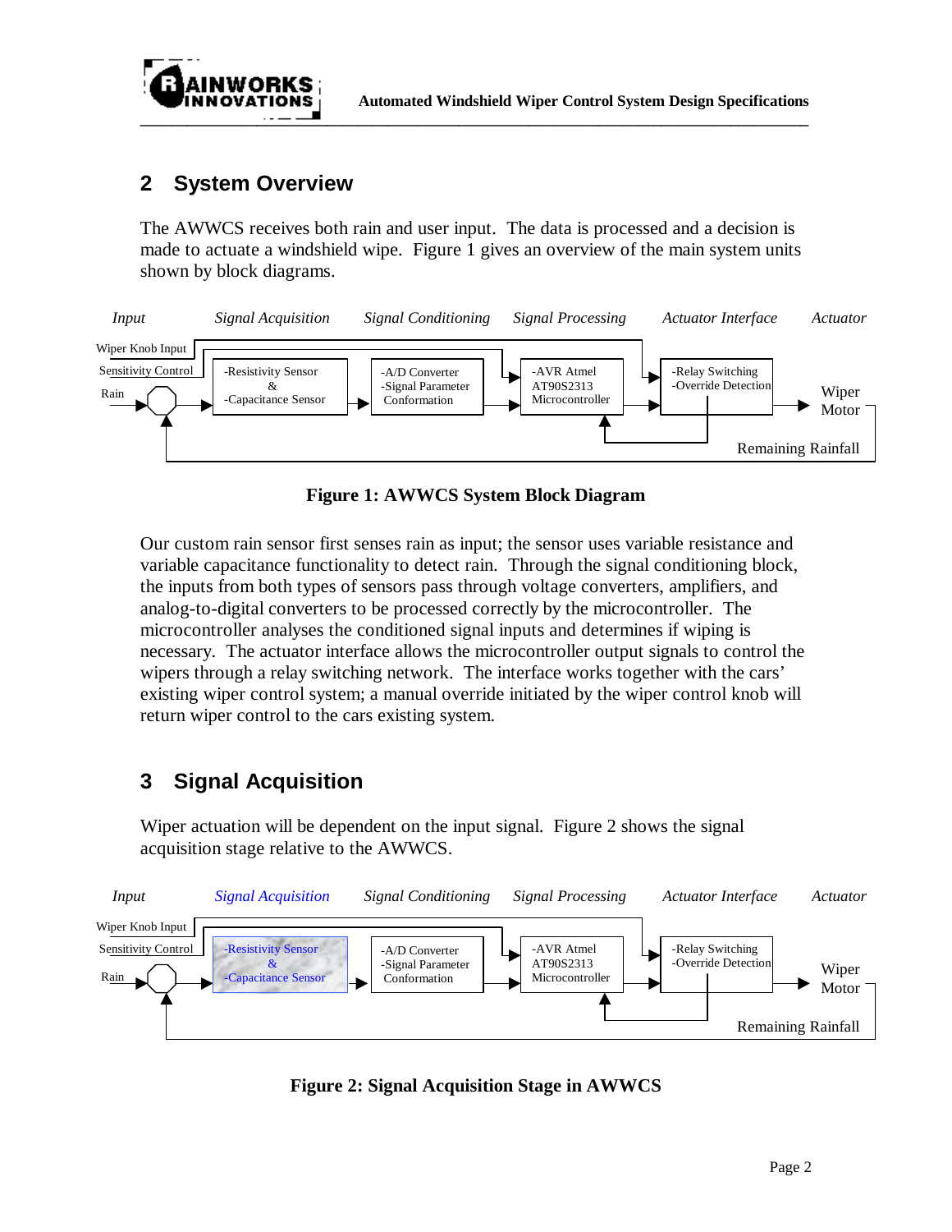## 2 System Overview

The AWWCS receives both rain and user input. The data is processed and a decision is made to actuate a windshield wipe. Figure 1 gives an overview of the main system units shown by block diagrams.

**Figure 1: AWWCS System Block Diagram**

Our custom rain sensor first senses rain as input; the sensor uses variable resistance and variable capacitance functionality to detect rain. Through the signal conditioning block, the inputs from both types of sensors pass through voltage converters, amplifiers, and analog-to-digital converters to be processed correctly by the microcontroller. The microcontroller analyses the conditioned signal inputs and determines if wiping is necessary. The actuator interface allows the microcontroller output signals to control the wipers through a relay switching network. The interface works together with the cars' existing wiper control system; a manual override initiated by the wiper control knob will return wiper control to the cars existing system.

## 3 Signal Acquisition

Wiper actuation will be dependent on the input signal. Figure 2 shows the signal acquisition stage relative to the AWWCS.

**Figure 2: Signal Acquisition Stage in AWWCS**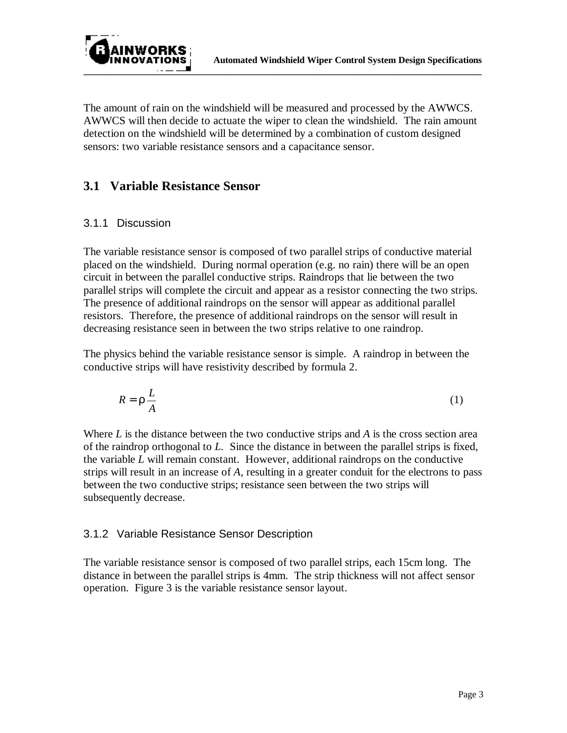The amount of rain on the windshield will be measured and processed by the AWWCS. AWWCS will then decide to actuate the wiper to clean the windshield. The rain amount detection on the windshield will be determined by a combination of custom designed sensors: two variable resistance sensors and a capacitance sensor.

## 3.1 Variable Resistance Sensor

### 3.1.1 Discussion

The variable resistance sensor is composed of two parallel strips of conductive material placed on the windshield. During normal operation (e.g. no rain) there will be an open circuit in between the parallel conductive strips. Raindrops that lie between the two parallel strips will complete the circuit and appear as a resistor connecting the two strips. The presence of additional raindrops on the sensor will appear as additional parallel resistors. Therefore, the presence of additional raindrops on the sensor will result in decreasing resistance seen in between the two strips relative to one raindrop.

The physics behind the variable resistance sensor is simple. A raindrop in between the conductive strips will have resistivity described by formula 2.

$$R = \rho \frac{L}{A} \tag{1}$$

Where $L$ is the distance between the two conductive strips and $A$ is the cross section area of the raindrop orthogonal to $L$. Since the distance in between the parallel strips is fixed, the variable $L$ will remain constant. However, additional raindrops on the conductive strips will result in an increase of $A$, resulting in a greater conduit for the electrons to pass between the two conductive strips; resistance seen between the two strips will subsequently decrease.

### 3.1.2 Variable Resistance Sensor Description

The variable resistance sensor is composed of two parallel strips, each 15cm long. The distance in between the parallel strips is 4mm. The strip thickness will not affect sensor operation. Figure 3 is the variable resistance sensor layout.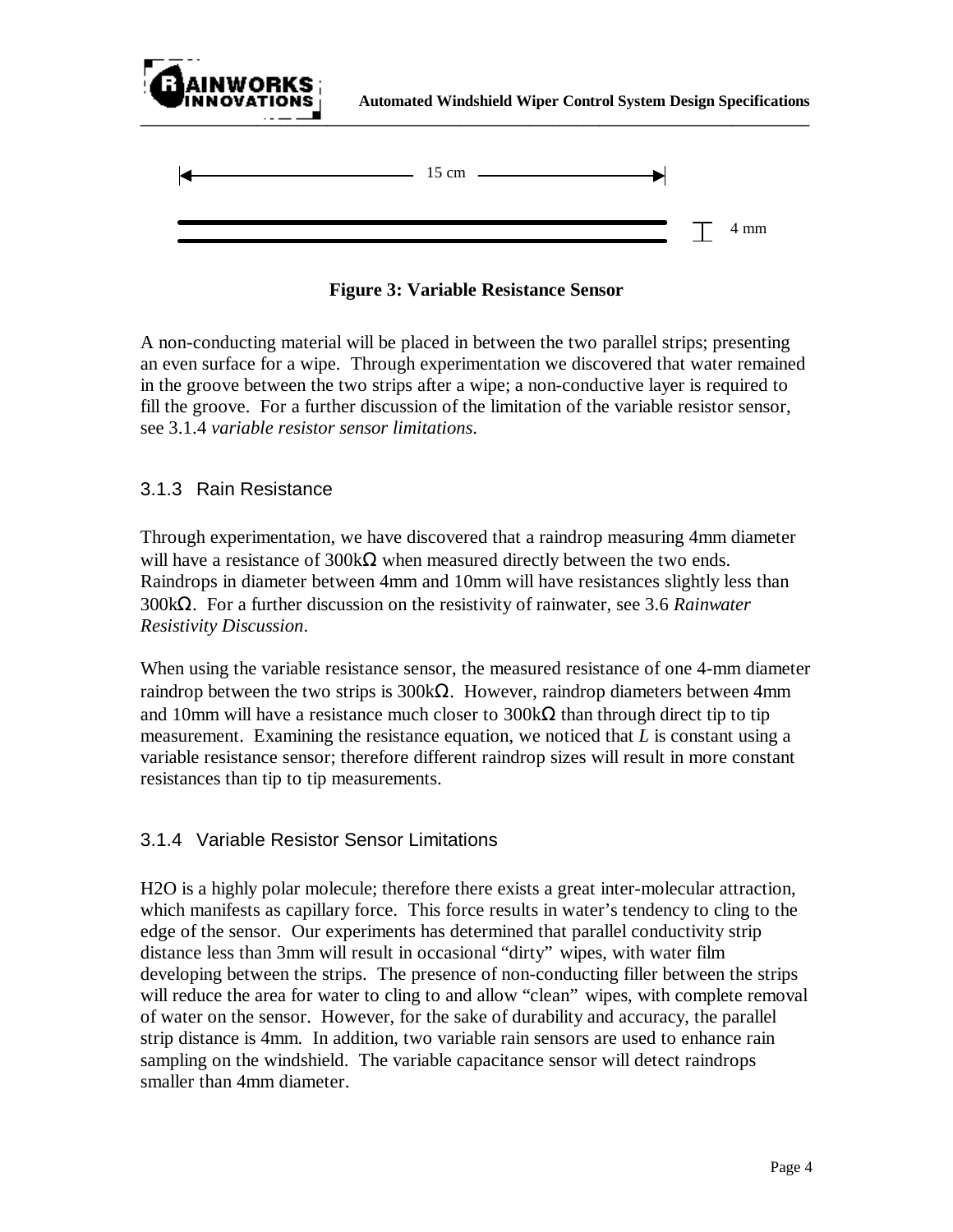15 cm

4 mm

**Figure 3: Variable Resistance Sensor**

A non-conducting material will be placed in between the two parallel strips; presenting an even surface for a wipe. Through experimentation we discovered that water remained in the groove between the two strips after a wipe; a non-conductive layer is required to fill the groove. For a further discussion of the limitation of the variable resistor sensor, see 3.1.4 *variable resistor sensor limitations.*

### 3.1.3 Rain Resistance

Through experimentation, we have discovered that a raindrop measuring 4mm diameter will have a resistance of 300kΩ when measured directly between the two ends. Raindrops in diameter between 4mm and 10mm will have resistances slightly less than 300kΩ. For a further discussion on the resistivity of rainwater, see 3.6 *Rainwater Resistivity Discussion*.

When using the variable resistance sensor, the measured resistance of one 4-mm diameter raindrop between the two strips is 300kΩ. However, raindrop diameters between 4mm and 10mm will have a resistance much closer to 300kΩ than through direct tip to tip measurement. Examining the resistance equation, we noticed that $L$ is constant using a variable resistance sensor; therefore different raindrop sizes will result in more constant resistances than tip to tip measurements.

### 3.1.4 Variable Resistor Sensor Limitations

H2O is a highly polar molecule; therefore there exists a great inter-molecular attraction, which manifests as capillary force. This force results in water's tendency to cling to the edge of the sensor. Our experiments has determined that parallel conductivity strip distance less than 3mm will result in occasional "dirty" wipes, with water film developing between the strips. The presence of non-conducting filler between the strips will reduce the area for water to cling to and allow "clean" wipes, with complete removal of water on the sensor. However, for the sake of durability and accuracy, the parallel strip distance is 4mm. In addition, two variable rain sensors are used to enhance rain sampling on the windshield. The variable capacitance sensor will detect raindrops smaller than 4mm diameter.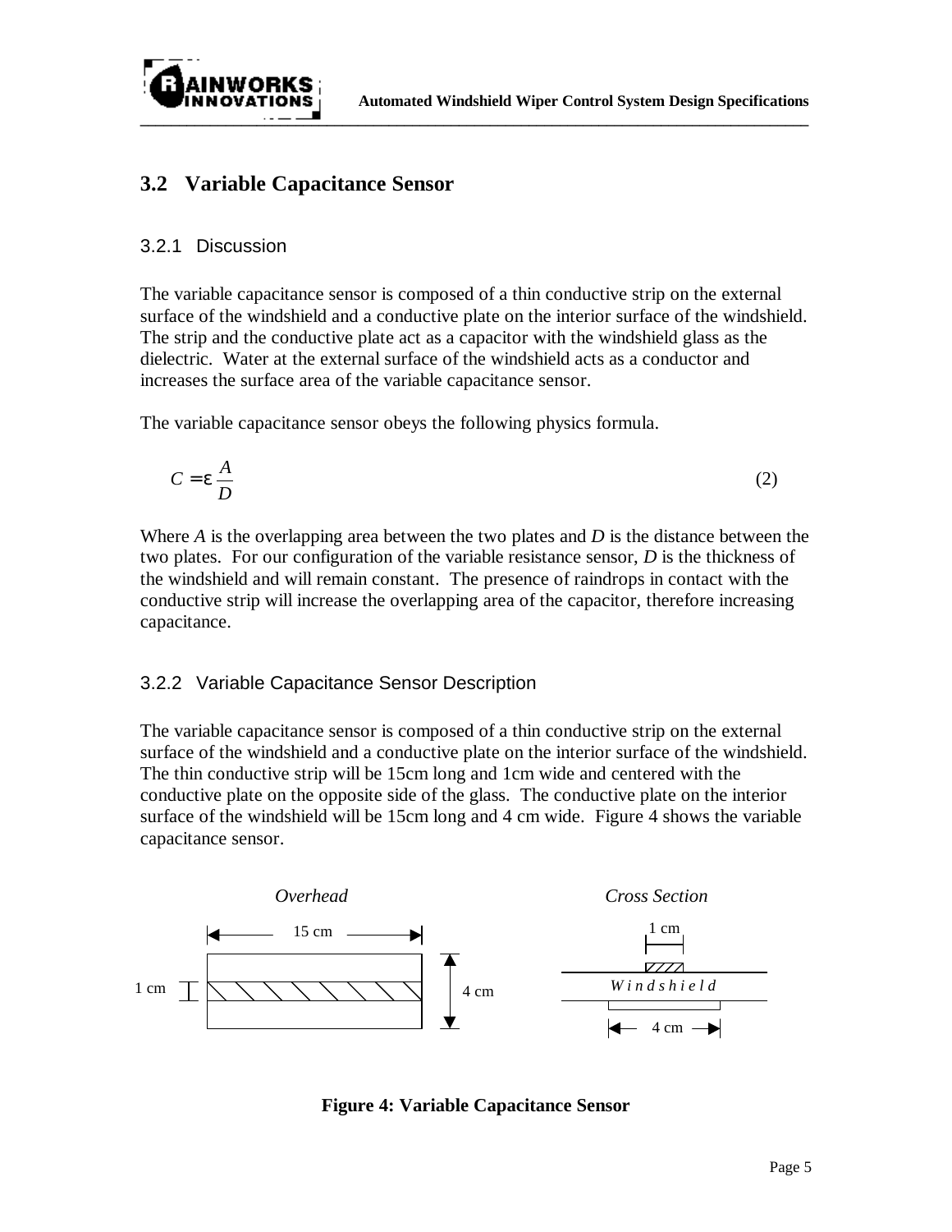## 3.2 Variable Capacitance Sensor

### 3.2.1 Discussion

The variable capacitance sensor is composed of a thin conductive strip on the external surface of the windshield and a conductive plate on the interior surface of the windshield. The strip and the conductive plate act as a capacitor with the windshield glass as the dielectric. Water at the external surface of the windshield acts as a conductor and increases the surface area of the variable capacitance sensor.

The variable capacitance sensor obeys the following physics formula.

$$C = \varepsilon \frac{A}{D} \tag{2}$$

Where $A$ is the overlapping area between the two plates and $D$ is the distance between the two plates. For our configuration of the variable resistance sensor, $D$ is the thickness of the windshield and will remain constant. The presence of raindrops in contact with the conductive strip will increase the overlapping area of the capacitor, therefore increasing capacitance.

### 3.2.2 Variable Capacitance Sensor Description

The variable capacitance sensor is composed of a thin conductive strip on the external surface of the windshield and a conductive plate on the interior surface of the windshield. The thin conductive strip will be 15cm long and 1cm wide and centered with the conductive plate on the opposite side of the glass. The conductive plate on the interior surface of the windshield will be 15cm long and 4 cm wide. Figure 4 shows the variable capacitance sensor.

*Overhead* — 15 cm, 1 cm, 4 cm

*Cross Section* — 1 cm, Windshield, 4 cm

**Figure 4: Variable Capacitance Sensor**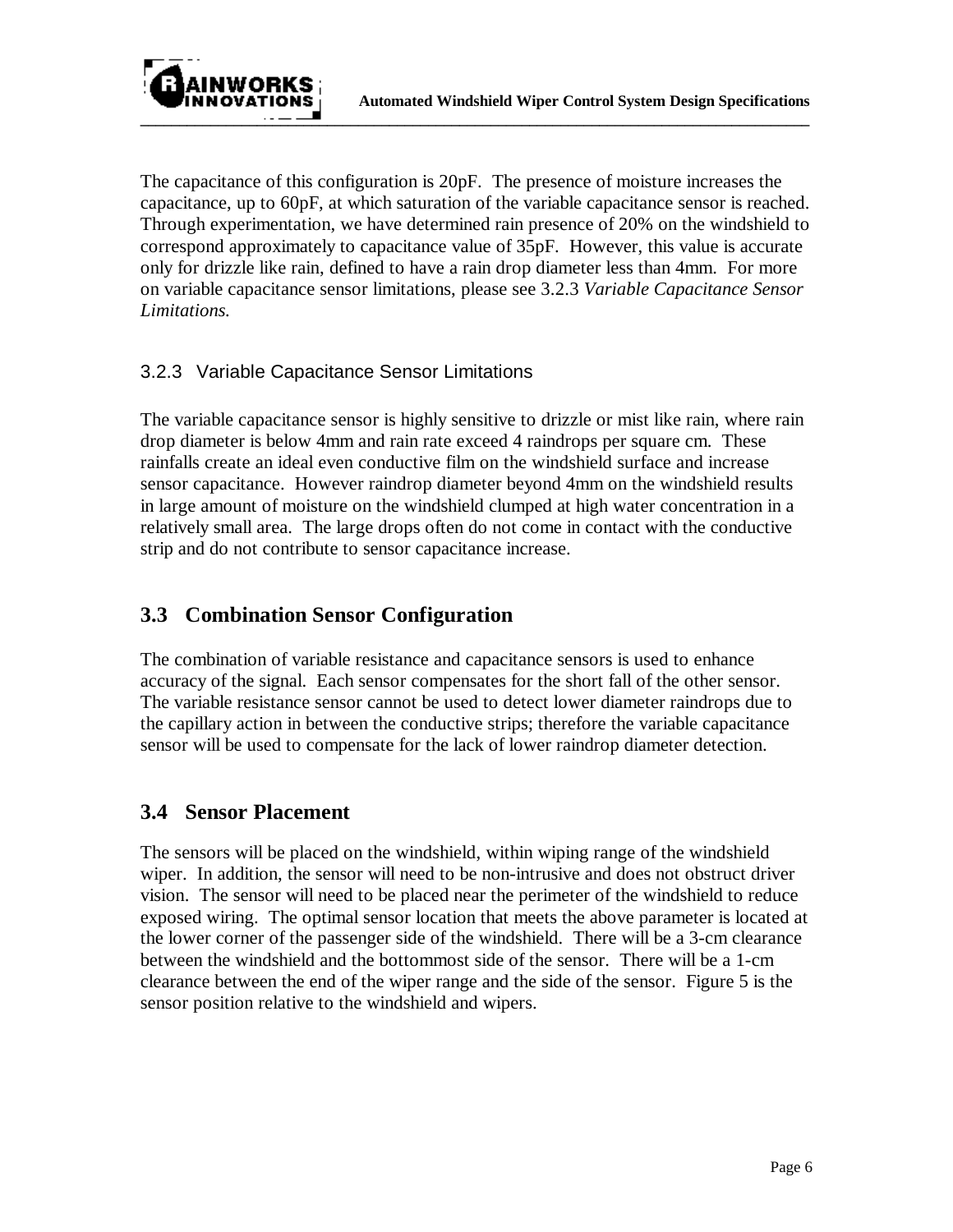The capacitance of this configuration is 20pF. The presence of moisture increases the capacitance, up to 60pF, at which saturation of the variable capacitance sensor is reached. Through experimentation, we have determined rain presence of 20% on the windshield to correspond approximately to capacitance value of 35pF. However, this value is accurate only for drizzle like rain, defined to have a rain drop diameter less than 4mm. For more on variable capacitance sensor limitations, please see 3.2.3 *Variable Capacitance Sensor Limitations.*

### 3.2.3 Variable Capacitance Sensor Limitations

The variable capacitance sensor is highly sensitive to drizzle or mist like rain, where rain drop diameter is below 4mm and rain rate exceed 4 raindrops per square cm. These rainfalls create an ideal even conductive film on the windshield surface and increase sensor capacitance. However raindrop diameter beyond 4mm on the windshield results in large amount of moisture on the windshield clumped at high water concentration in a relatively small area. The large drops often do not come in contact with the conductive strip and do not contribute to sensor capacitance increase.

## 3.3 Combination Sensor Configuration

The combination of variable resistance and capacitance sensors is used to enhance accuracy of the signal. Each sensor compensates for the short fall of the other sensor. The variable resistance sensor cannot be used to detect lower diameter raindrops due to the capillary action in between the conductive strips; therefore the variable capacitance sensor will be used to compensate for the lack of lower raindrop diameter detection.

## 3.4 Sensor Placement

The sensors will be placed on the windshield, within wiping range of the windshield wiper. In addition, the sensor will need to be non-intrusive and does not obstruct driver vision. The sensor will need to be placed near the perimeter of the windshield to reduce exposed wiring. The optimal sensor location that meets the above parameter is located at the lower corner of the passenger side of the windshield. There will be a 3-cm clearance between the windshield and the bottommost side of the sensor. There will be a 1-cm clearance between the end of the wiper range and the side of the sensor. Figure 5 is the sensor position relative to the windshield and wipers.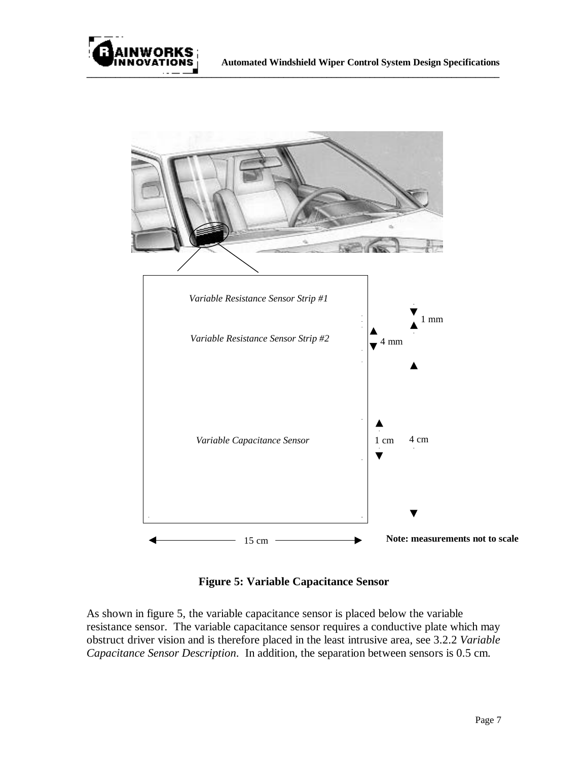Variable Resistance Sensor Strip #1

Variable Resistance Sensor Strip #2

Variable Capacitance Sensor

1 mm

4 mm

1 cm

4 cm

15 cm

**Note: measurements not to scale**

**Figure 5: Variable Capacitance Sensor**

As shown in figure 5, the variable capacitance sensor is placed below the variable resistance sensor. The variable capacitance sensor requires a conductive plate which may obstruct driver vision and is therefore placed in the least intrusive area, see 3.2.2 *Variable Capacitance Sensor Description*. In addition, the separation between sensors is 0.5 cm.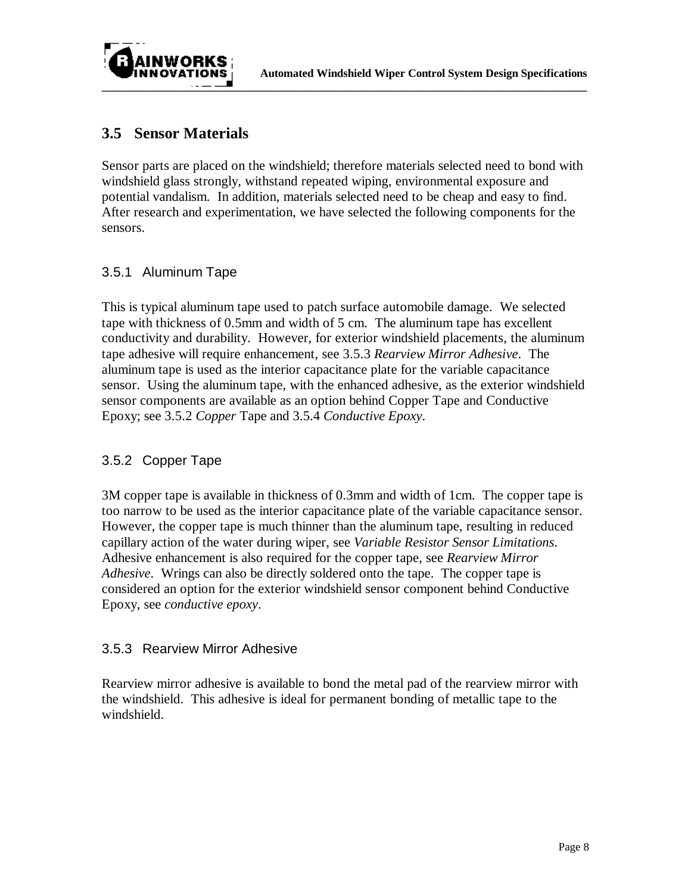## 3.5 Sensor Materials

Sensor parts are placed on the windshield; therefore materials selected need to bond with windshield glass strongly, withstand repeated wiping, environmental exposure and potential vandalism. In addition, materials selected need to be cheap and easy to find. After research and experimentation, we have selected the following components for the sensors.

### 3.5.1 Aluminum Tape

This is typical aluminum tape used to patch surface automobile damage. We selected tape with thickness of 0.5mm and width of 5 cm. The aluminum tape has excellent conductivity and durability. However, for exterior windshield placements, the aluminum tape adhesive will require enhancement, see 3.5.3 *Rearview Mirror Adhesive*. The aluminum tape is used as the interior capacitance plate for the variable capacitance sensor. Using the aluminum tape, with the enhanced adhesive, as the exterior windshield sensor components are available as an option behind Copper Tape and Conductive Epoxy; see 3.5.2 *Copper* Tape and 3.5.4 *Conductive Epoxy*.

### 3.5.2 Copper Tape

3M copper tape is available in thickness of 0.3mm and width of 1cm. The copper tape is too narrow to be used as the interior capacitance plate of the variable capacitance sensor. However, the copper tape is much thinner than the aluminum tape, resulting in reduced capillary action of the water during wiper, see *Variable Resistor Sensor Limitations.* Adhesive enhancement is also required for the copper tape, see *Rearview Mirror Adhesive*. Wrings can also be directly soldered onto the tape. The copper tape is considered an option for the exterior windshield sensor component behind Conductive Epoxy, see *conductive epoxy*.

### 3.5.3 Rearview Mirror Adhesive

Rearview mirror adhesive is available to bond the metal pad of the rearview mirror with the windshield. This adhesive is ideal for permanent bonding of metallic tape to the windshield.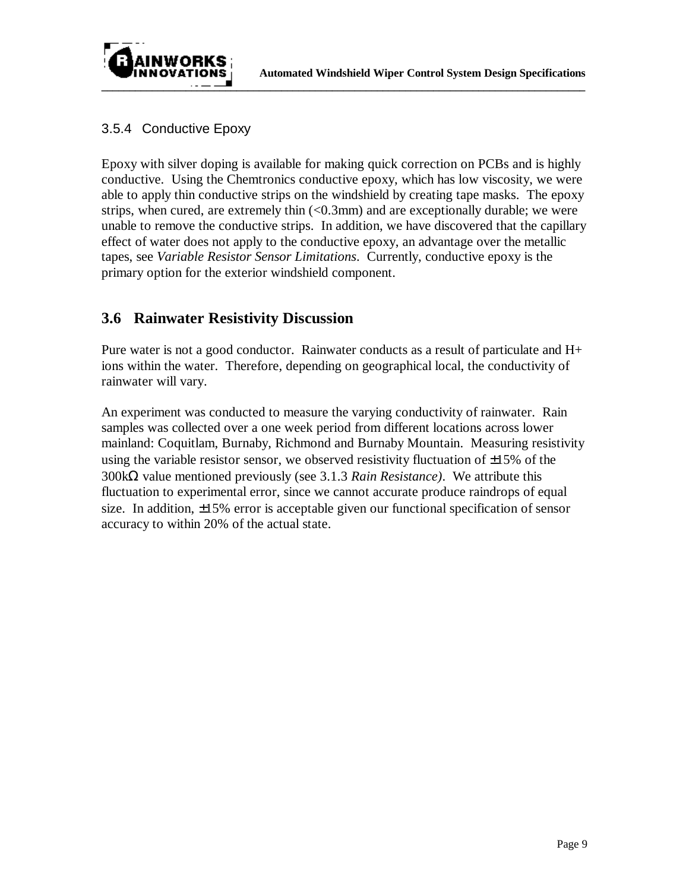#### 3.5.4 Conductive Epoxy

Epoxy with silver doping is available for making quick correction on PCBs and is highly conductive. Using the Chemtronics conductive epoxy, which has low viscosity, we were able to apply thin conductive strips on the windshield by creating tape masks. The epoxy strips, when cured, are extremely thin (<0.3mm) and are exceptionally durable; we were unable to remove the conductive strips. In addition, we have discovered that the capillary effect of water does not apply to the conductive epoxy, an advantage over the metallic tapes, see *Variable Resistor Sensor Limitations*. Currently, conductive epoxy is the primary option for the exterior windshield component.

## 3.6 Rainwater Resistivity Discussion

Pure water is not a good conductor. Rainwater conducts as a result of particulate and H+ ions within the water. Therefore, depending on geographical local, the conductivity of rainwater will vary.

An experiment was conducted to measure the varying conductivity of rainwater. Rain samples was collected over a one week period from different locations across lower mainland: Coquitlam, Burnaby, Richmond and Burnaby Mountain. Measuring resistivity using the variable resistor sensor, we observed resistivity fluctuation of ±15% of the 300kΩ value mentioned previously (see 3.1.3 *Rain Resistance)*. We attribute this fluctuation to experimental error, since we cannot accurate produce raindrops of equal size. In addition, ±15% error is acceptable given our functional specification of sensor accuracy to within 20% of the actual state.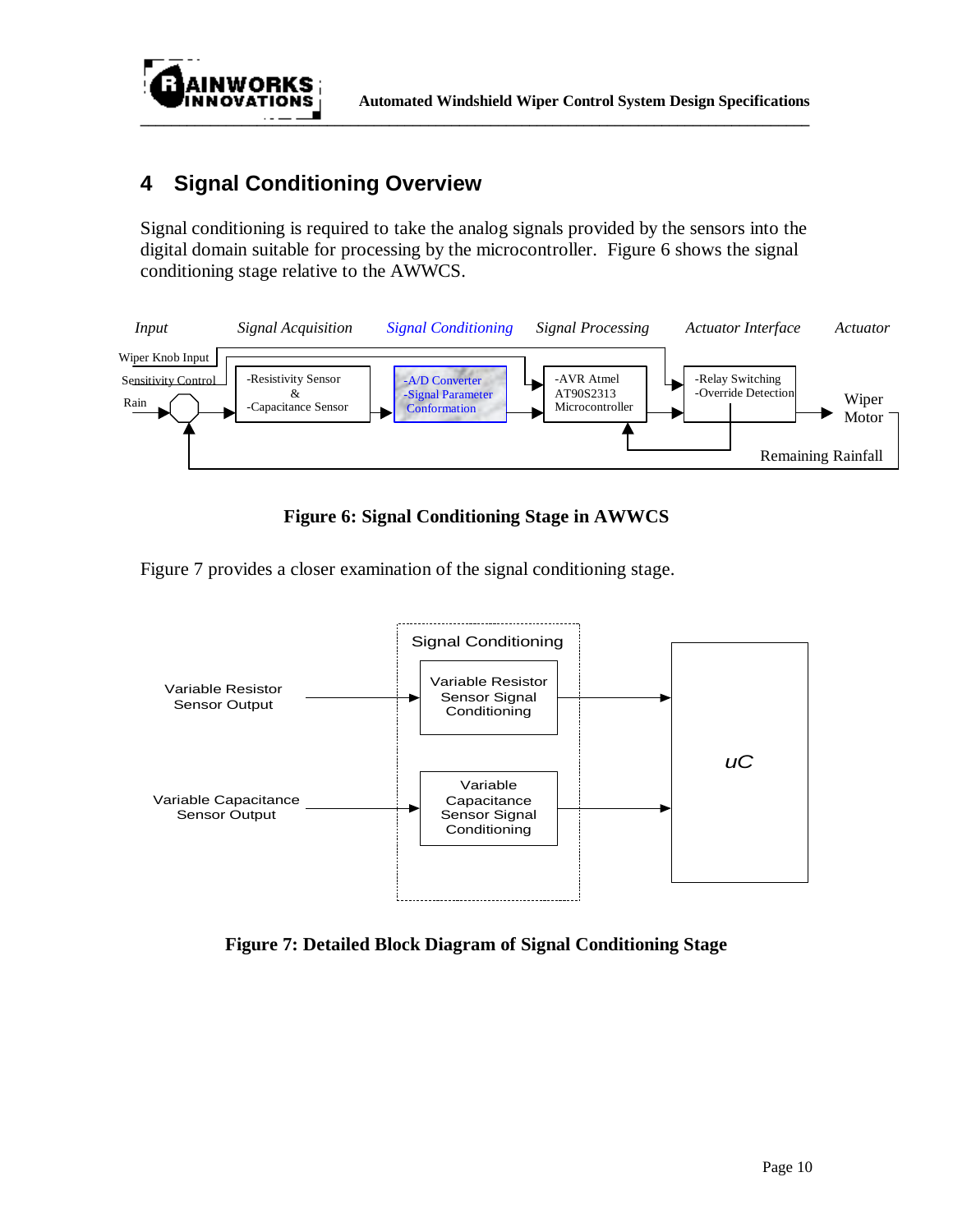# 4 Signal Conditioning Overview

Signal conditioning is required to take the analog signals provided by the sensors into the digital domain suitable for processing by the microcontroller. Figure 6 shows the signal conditioning stage relative to the AWWCS.

**Figure 6: Signal Conditioning Stage in AWWCS**

Figure 7 provides a closer examination of the signal conditioning stage.

**Figure 7: Detailed Block Diagram of Signal Conditioning Stage**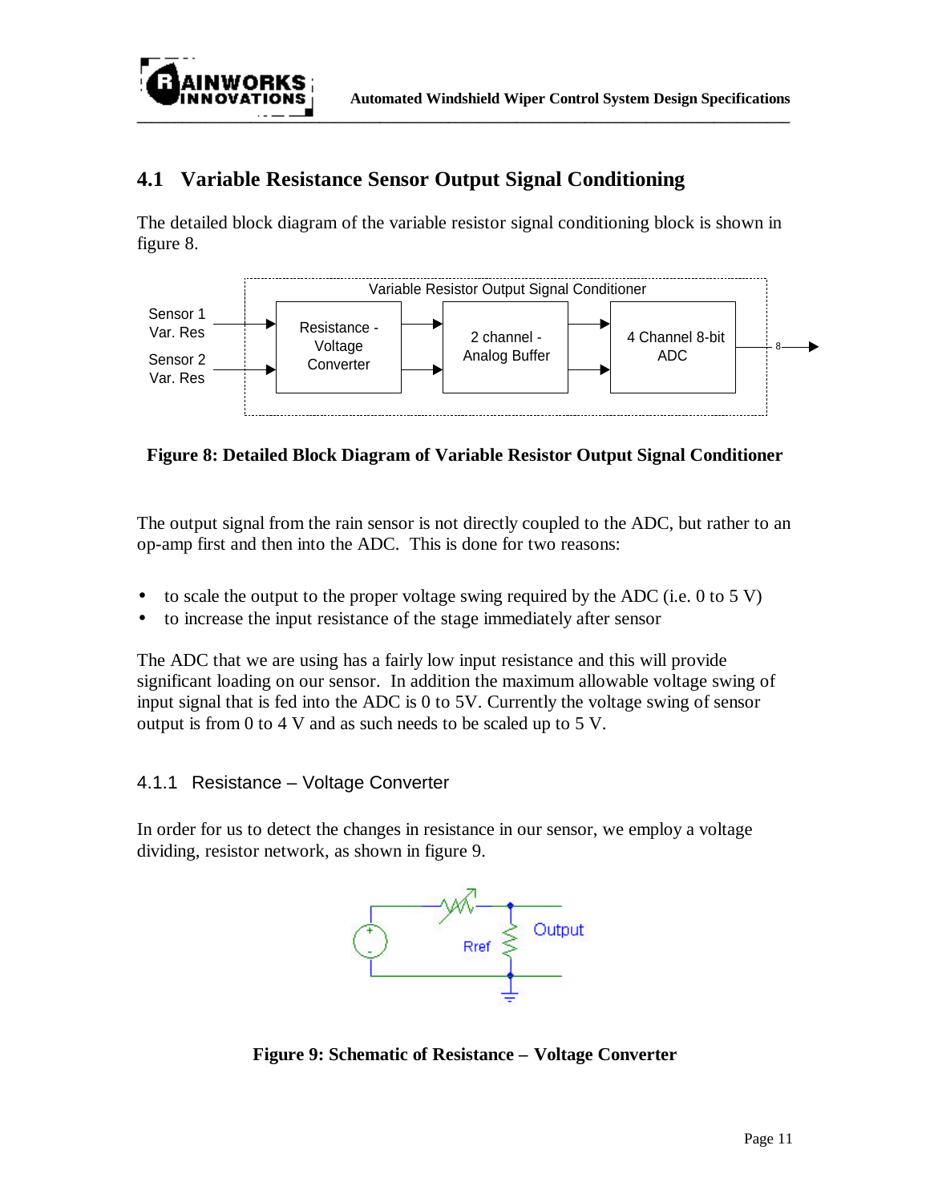## 4.1 Variable Resistance Sensor Output Signal Conditioning

The detailed block diagram of the variable resistor signal conditioning block is shown in figure 8.

**Figure 8: Detailed Block Diagram of Variable Resistor Output Signal Conditioner**

The output signal from the rain sensor is not directly coupled to the ADC, but rather to an op-amp first and then into the ADC. This is done for two reasons:

- to scale the output to the proper voltage swing required by the ADC (i.e. 0 to 5 V)
- to increase the input resistance of the stage immediately after sensor

The ADC that we are using has a fairly low input resistance and this will provide significant loading on our sensor. In addition the maximum allowable voltage swing of input signal that is fed into the ADC is 0 to 5V. Currently the voltage swing of sensor output is from 0 to 4 V and as such needs to be scaled up to 5 V.

### 4.1.1 Resistance – Voltage Converter

In order for us to detect the changes in resistance in our sensor, we employ a voltage dividing, resistor network, as shown in figure 9.

**Figure 9: Schematic of Resistance – Voltage Converter**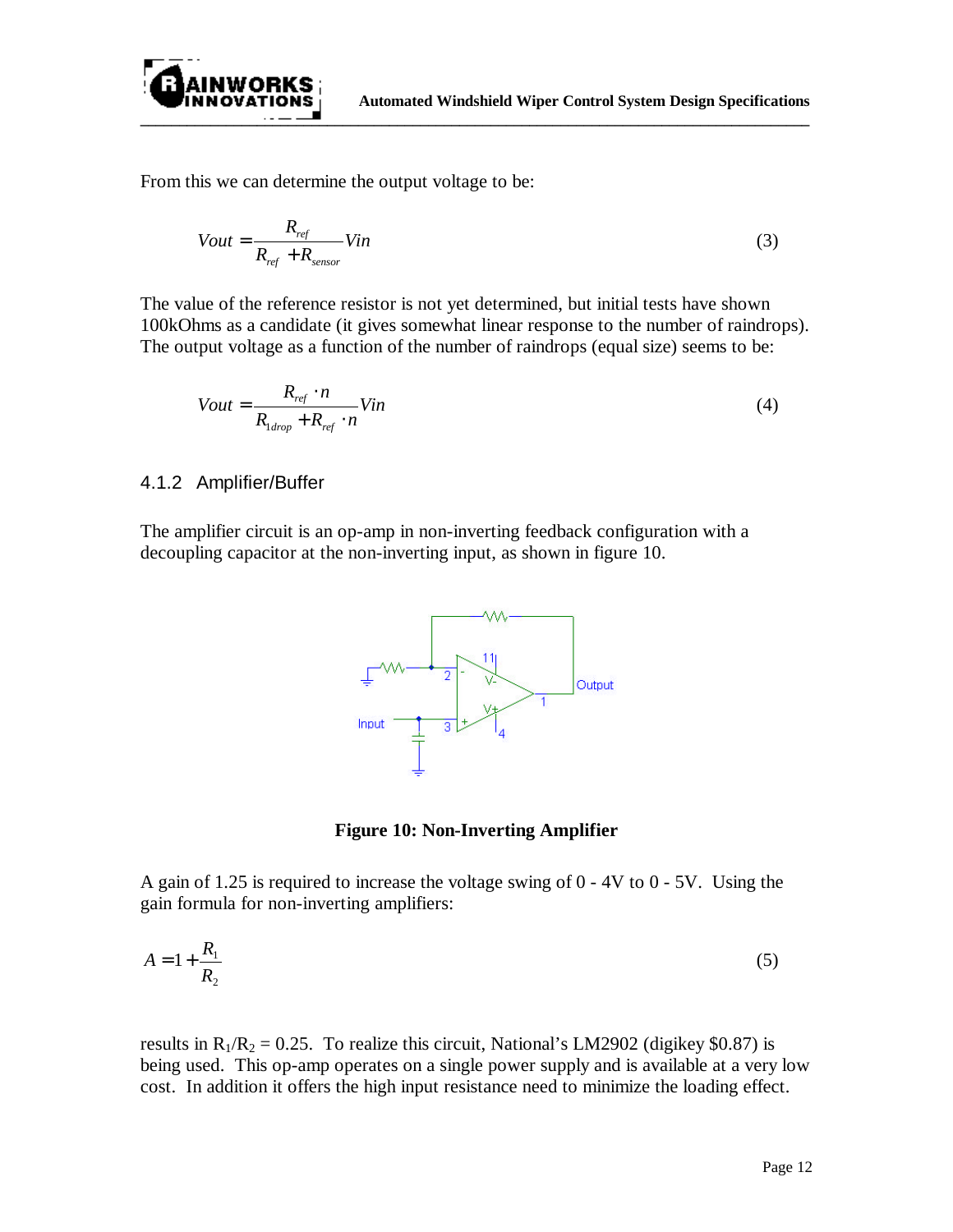From this we can determine the output voltage to be:

$$Vout = \frac{R_{ref}}{R_{ref} + R_{sensor}} Vin \tag{3}$$

The value of the reference resistor is not yet determined, but initial tests have shown 100kOhms as a candidate (it gives somewhat linear response to the number of raindrops). The output voltage as a function of the number of raindrops (equal size) seems to be:

$$Vout = \frac{R_{ref} \cdot n}{R_{1drop} + R_{ref} \cdot n} Vin \tag{4}$$

### 4.1.2 Amplifier/Buffer

The amplifier circuit is an op-amp in non-inverting feedback configuration with a decoupling capacitor at the non-inverting input, as shown in figure 10.

**Figure 10: Non-Inverting Amplifier**

A gain of 1.25 is required to increase the voltage swing of 0 - 4V to 0 - 5V. Using the gain formula for non-inverting amplifiers:

$$A = 1 + \frac{R_1}{R_2} \tag{5}$$

results in $R_1/R_2 = 0.25$. To realize this circuit, National's LM2902 (digikey \$0.87) is being used. This op-amp operates on a single power supply and is available at a very low cost. In addition it offers the high input resistance need to minimize the loading effect.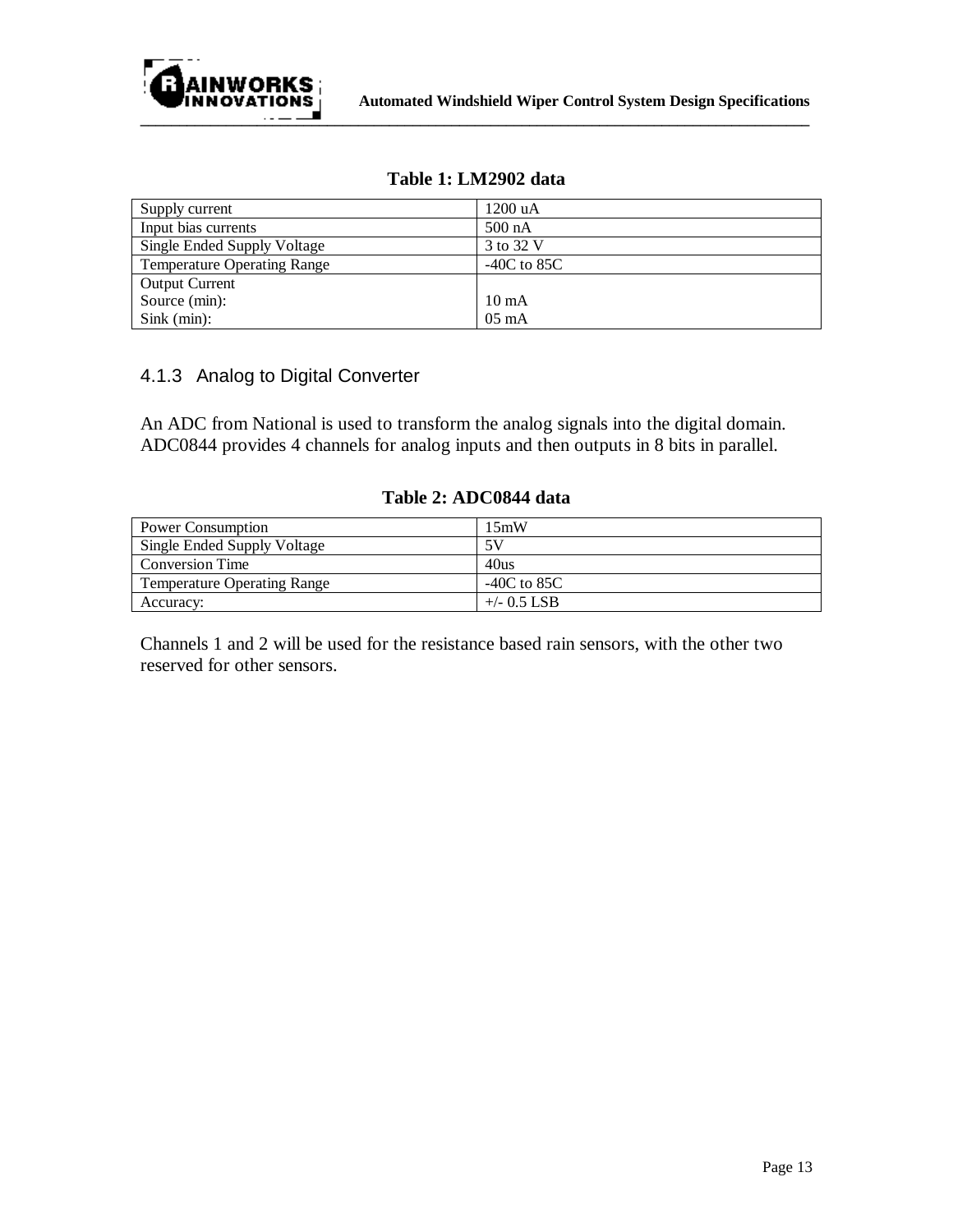**Table 1: LM2902 data**

| | |
|---|---|
| Supply current | 1200 uA |
| Input bias currents | 500 nA |
| Single Ended Supply Voltage | 3 to 32 V |
| Temperature Operating Range | -40C to 85C |
| Output Current<br>Source (min):<br>Sink (min): | <br>10 mA<br>05 mA |

### 4.1.3 Analog to Digital Converter

An ADC from National is used to transform the analog signals into the digital domain. ADC0844 provides 4 channels for analog inputs and then outputs in 8 bits in parallel.

**Table 2: ADC0844 data**

| | |
|---|---|
| Power Consumption | 15mW |
| Single Ended Supply Voltage | 5V |
| Conversion Time | 40us |
| Temperature Operating Range | -40C to 85C |
| Accuracy: | +/- 0.5 LSB |

Channels 1 and 2 will be used for the resistance based rain sensors, with the other two reserved for other sensors.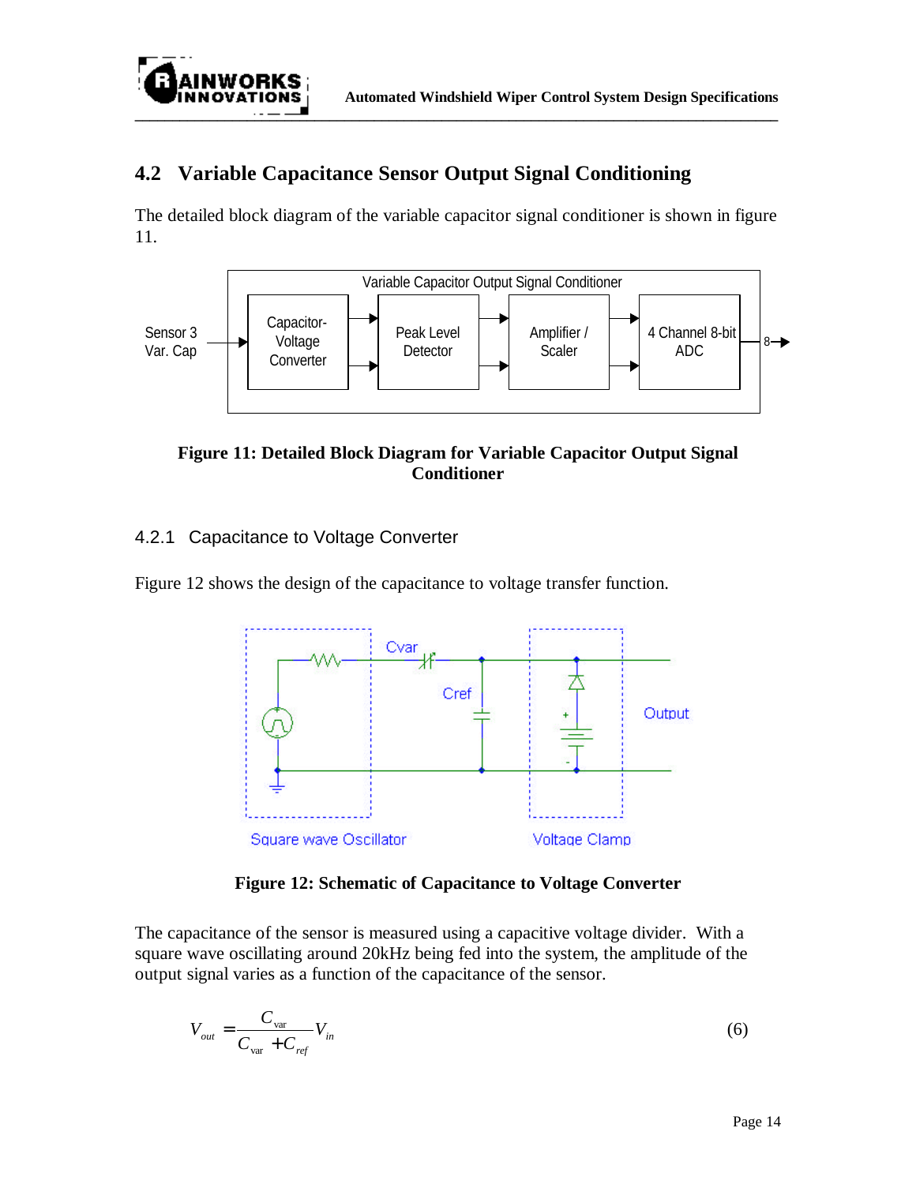## 4.2 Variable Capacitance Sensor Output Signal Conditioning

The detailed block diagram of the variable capacitor signal conditioner is shown in figure 11.

**Figure 11: Detailed Block Diagram for Variable Capacitor Output Signal Conditioner**

### 4.2.1 Capacitance to Voltage Converter

Figure 12 shows the design of the capacitance to voltage transfer function.

**Figure 12: Schematic of Capacitance to Voltage Converter**

The capacitance of the sensor is measured using a capacitive voltage divider. With a square wave oscillating around 20kHz being fed into the system, the amplitude of the output signal varies as a function of the capacitance of the sensor.

$$V_{out} = \frac{C_{var}}{C_{var} + C_{ref}} V_{in} \tag{6}$$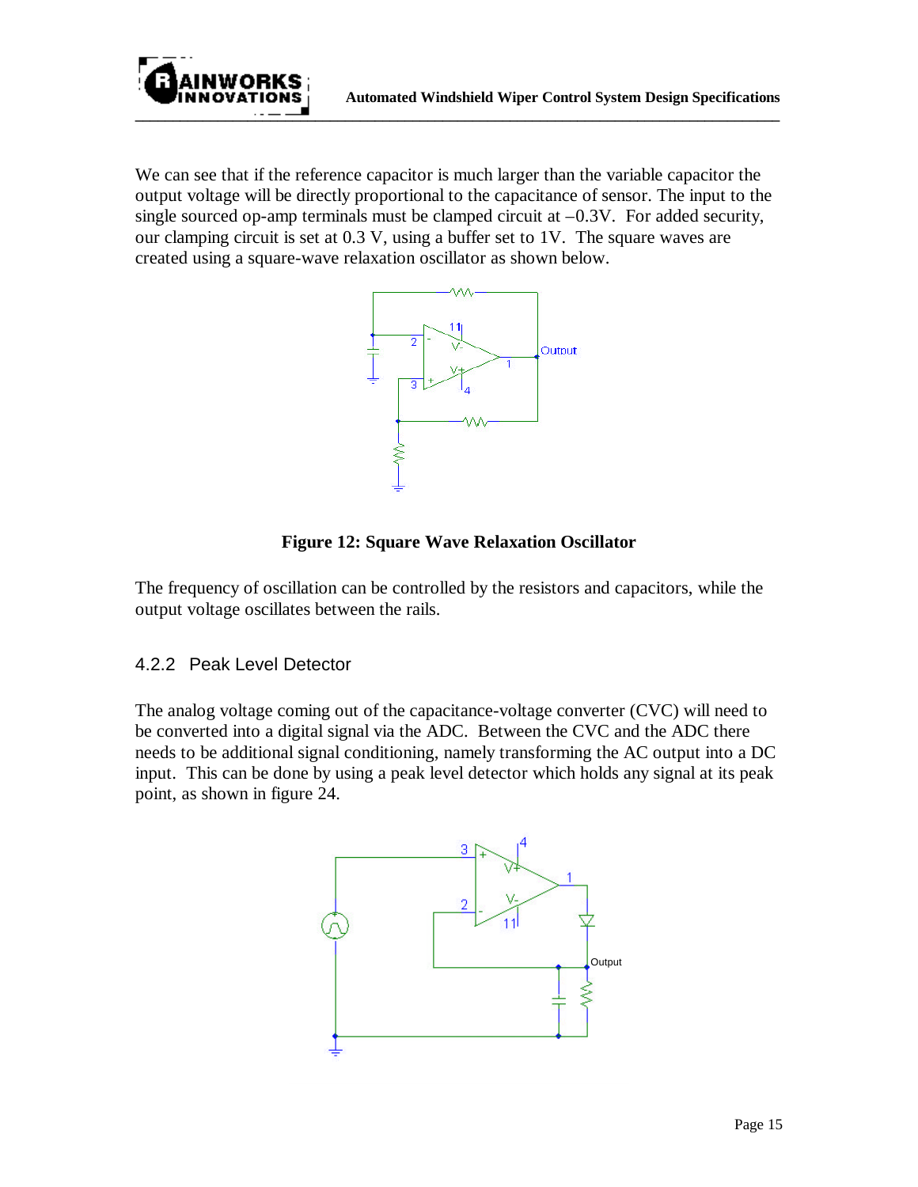We can see that if the reference capacitor is much larger than the variable capacitor the output voltage will be directly proportional to the capacitance of sensor. The input to the single sourced op-amp terminals must be clamped circuit at –0.3V. For added security, our clamping circuit is set at 0.3 V, using a buffer set to 1V. The square waves are created using a square-wave relaxation oscillator as shown below.

**Figure 12: Square Wave Relaxation Oscillator**

The frequency of oscillation can be controlled by the resistors and capacitors, while the output voltage oscillates between the rails.

### 4.2.2 Peak Level Detector

The analog voltage coming out of the capacitance-voltage converter (CVC) will need to be converted into a digital signal via the ADC. Between the CVC and the ADC there needs to be additional signal conditioning, namely transforming the AC output into a DC input. This can be done by using a peak level detector which holds any signal at its peak point, as shown in figure 24.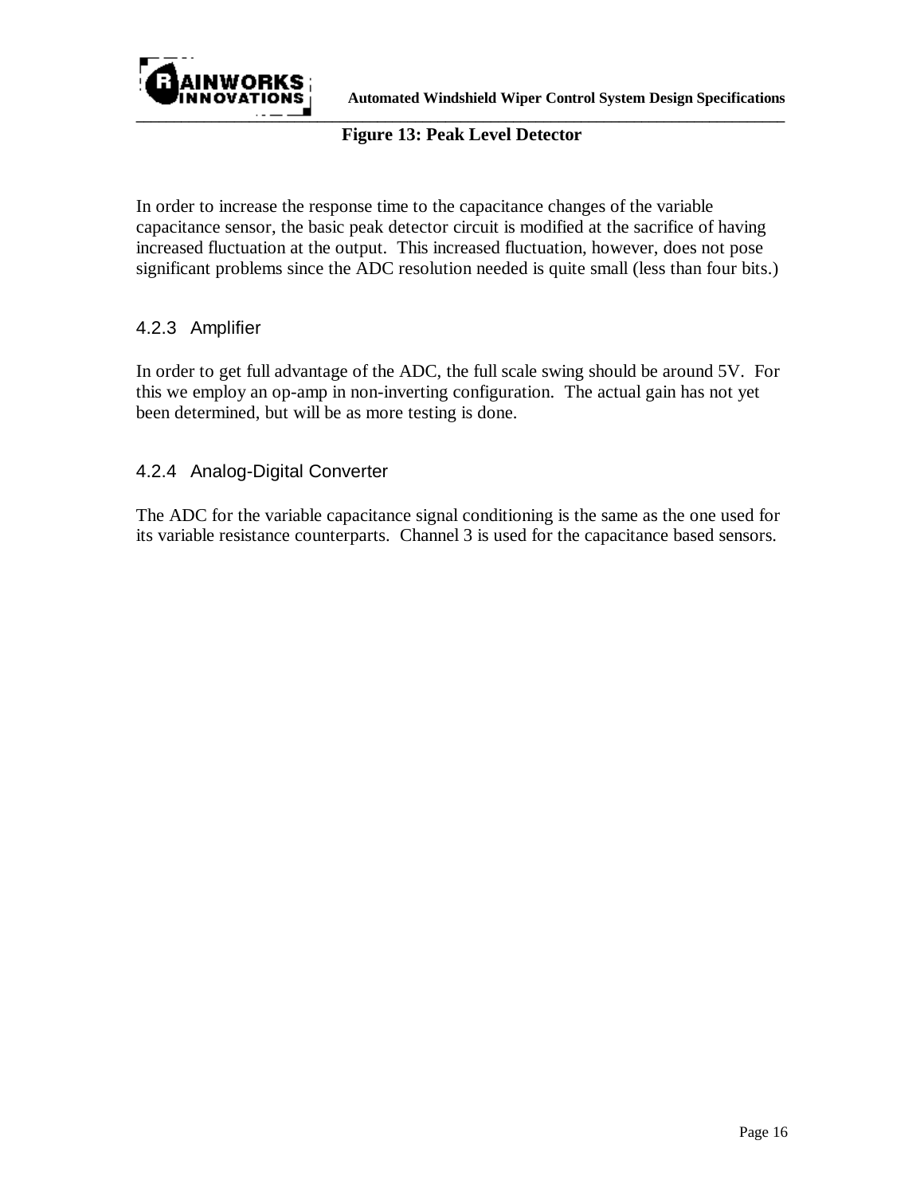**Figure 13: Peak Level Detector**

In order to increase the response time to the capacitance changes of the variable capacitance sensor, the basic peak detector circuit is modified at the sacrifice of having increased fluctuation at the output. This increased fluctuation, however, does not pose significant problems since the ADC resolution needed is quite small (less than four bits.)

### 4.2.3 Amplifier

In order to get full advantage of the ADC, the full scale swing should be around 5V. For this we employ an op-amp in non-inverting configuration. The actual gain has not yet been determined, but will be as more testing is done.

### 4.2.4 Analog-Digital Converter

The ADC for the variable capacitance signal conditioning is the same as the one used for its variable resistance counterparts. Channel 3 is used for the capacitance based sensors.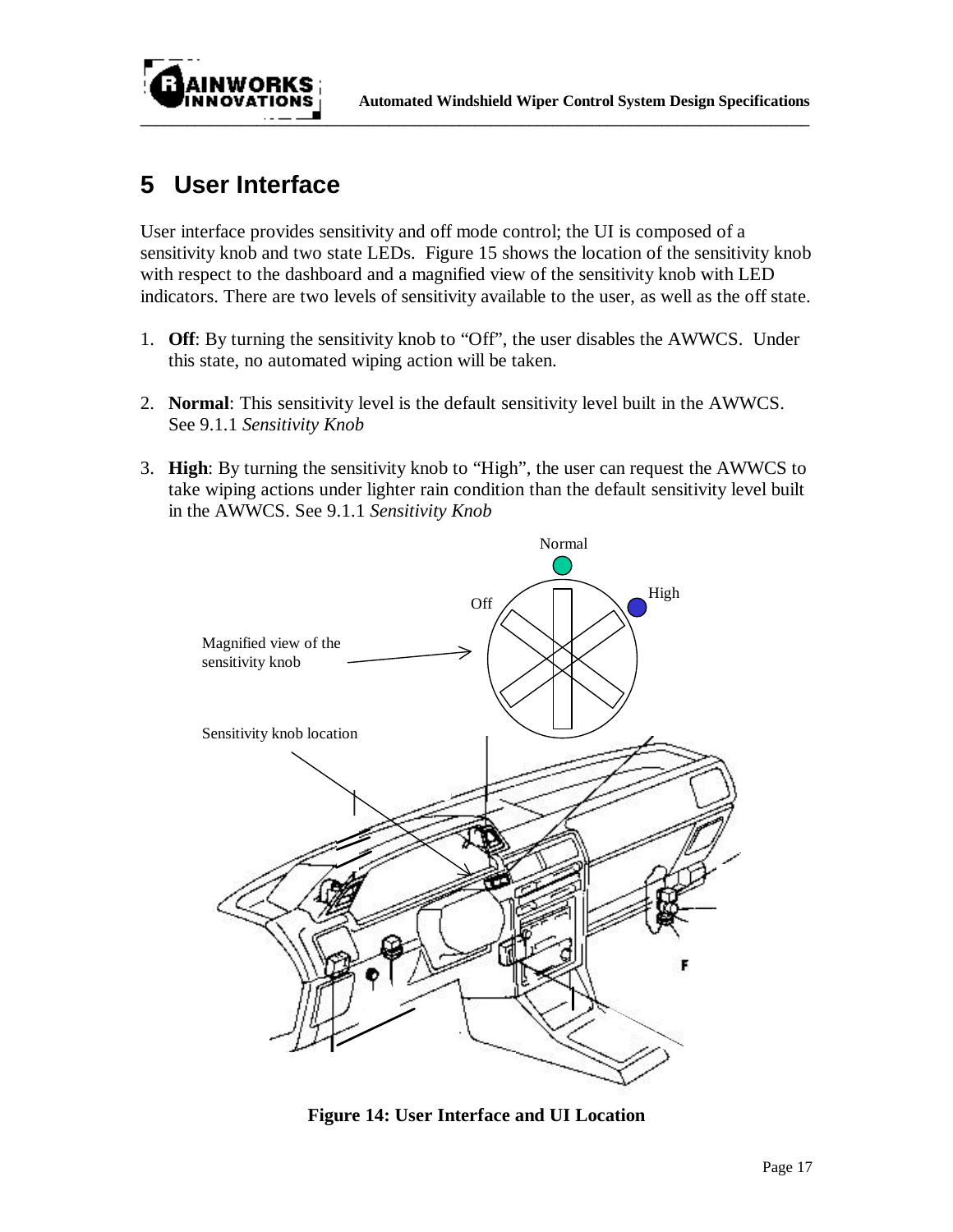# 5 User Interface

User interface provides sensitivity and off mode control; the UI is composed of a sensitivity knob and two state LEDs. Figure 15 shows the location of the sensitivity knob with respect to the dashboard and a magnified view of the sensitivity knob with LED indicators. There are two levels of sensitivity available to the user, as well as the off state.

1. **Off**: By turning the sensitivity knob to "Off", the user disables the AWWCS. Under this state, no automated wiping action will be taken.

2. **Normal**: This sensitivity level is the default sensitivity level built in the AWWCS. See 9.1.1 *Sensitivity Knob*

3. **High**: By turning the sensitivity knob to "High", the user can request the AWWCS to take wiping actions under lighter rain condition than the default sensitivity level built in the AWWCS. See 9.1.1 *Sensitivity Knob*

**Figure 14: User Interface and UI Location**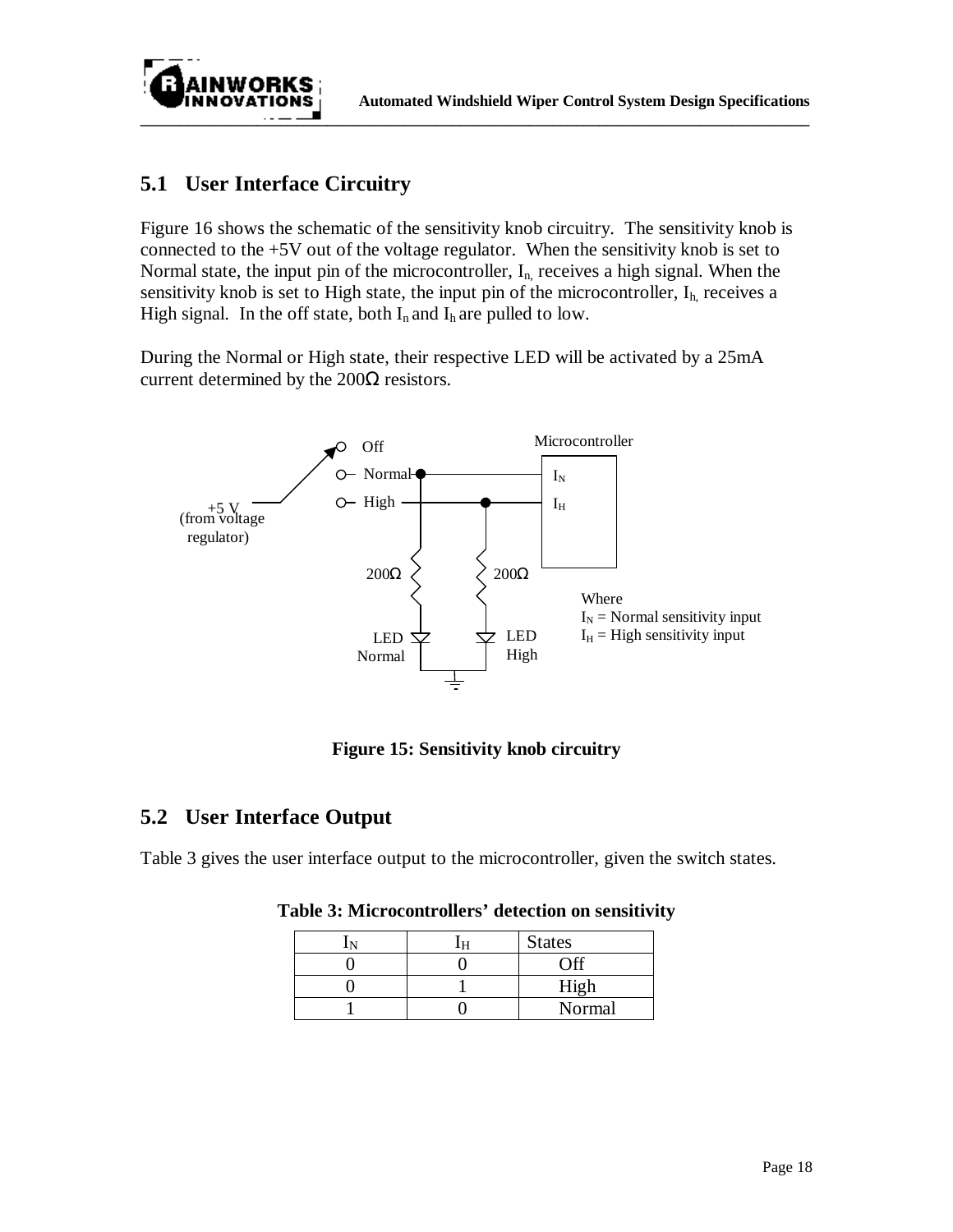## 5.1 User Interface Circuitry

Figure 16 shows the schematic of the sensitivity knob circuitry. The sensitivity knob is connected to the +5V out of the voltage regulator. When the sensitivity knob is set to Normal state, the input pin of the microcontroller, $I_n$, receives a high signal. When the sensitivity knob is set to High state, the input pin of the microcontroller, $I_h$, receives a High signal. In the off state, both $I_n$ and $I_h$ are pulled to low.

During the Normal or High state, their respective LED will be activated by a 25mA current determined by the 200Ω resistors.

**Figure 15: Sensitivity knob circuitry**

## 5.2 User Interface Output

Table 3 gives the user interface output to the microcontroller, given the switch states.

**Table 3: Microcontrollers' detection on sensitivity**

| $I_N$ | $I_H$ | States |
|---|---|---|
| 0 | 0 | Off |
| 0 | 1 | High |
| 1 | 0 | Normal |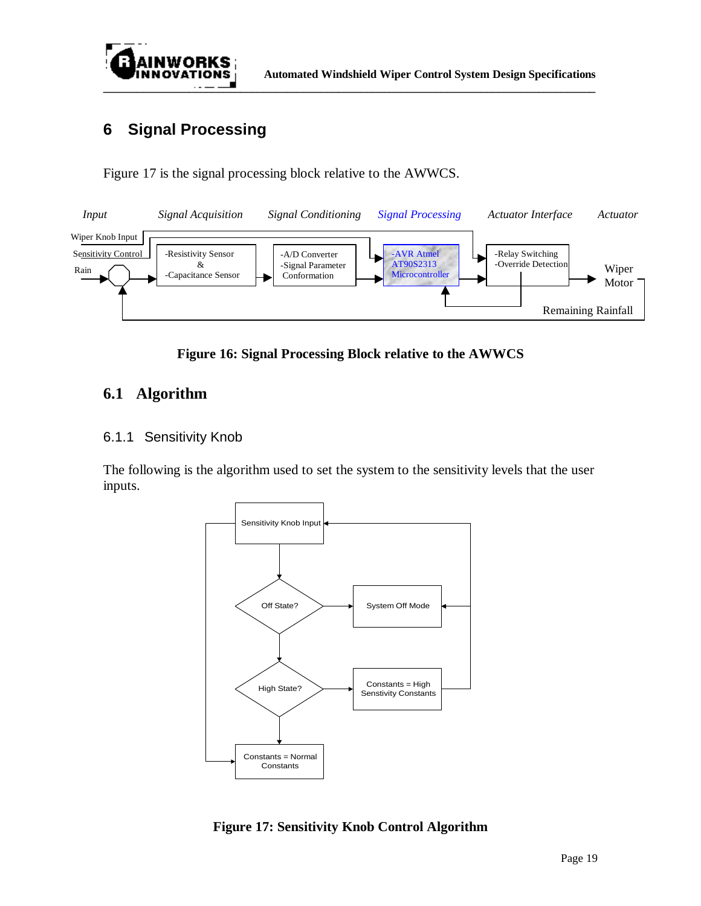# 6 Signal Processing

Figure 17 is the signal processing block relative to the AWWCS.

*Input* | *Signal Acquisition* | *Signal Conditioning* | *Signal Processing* | *Actuator Interface* | *Actuator*

Wiper Knob Input
Sensitivity Control
Rain

-Resistivity Sensor & -Capacitance Sensor

-A/D Converter -Signal Parameter Conformation

-AVR Atmel AT90S2313 Microcontroller

-Relay Switching -Override Detection

Wiper Motor

Remaining Rainfall

**Figure 16: Signal Processing Block relative to the AWWCS**

## 6.1 Algorithm

### 6.1.1 Sensitivity Knob

The following is the algorithm used to set the system to the sensitivity levels that the user inputs.

Sensitivity Knob Input

Off State?

System Off Mode

High State?

Constants = High Senstivity Constants

Constants = Normal Constants

**Figure 17: Sensitivity Knob Control Algorithm**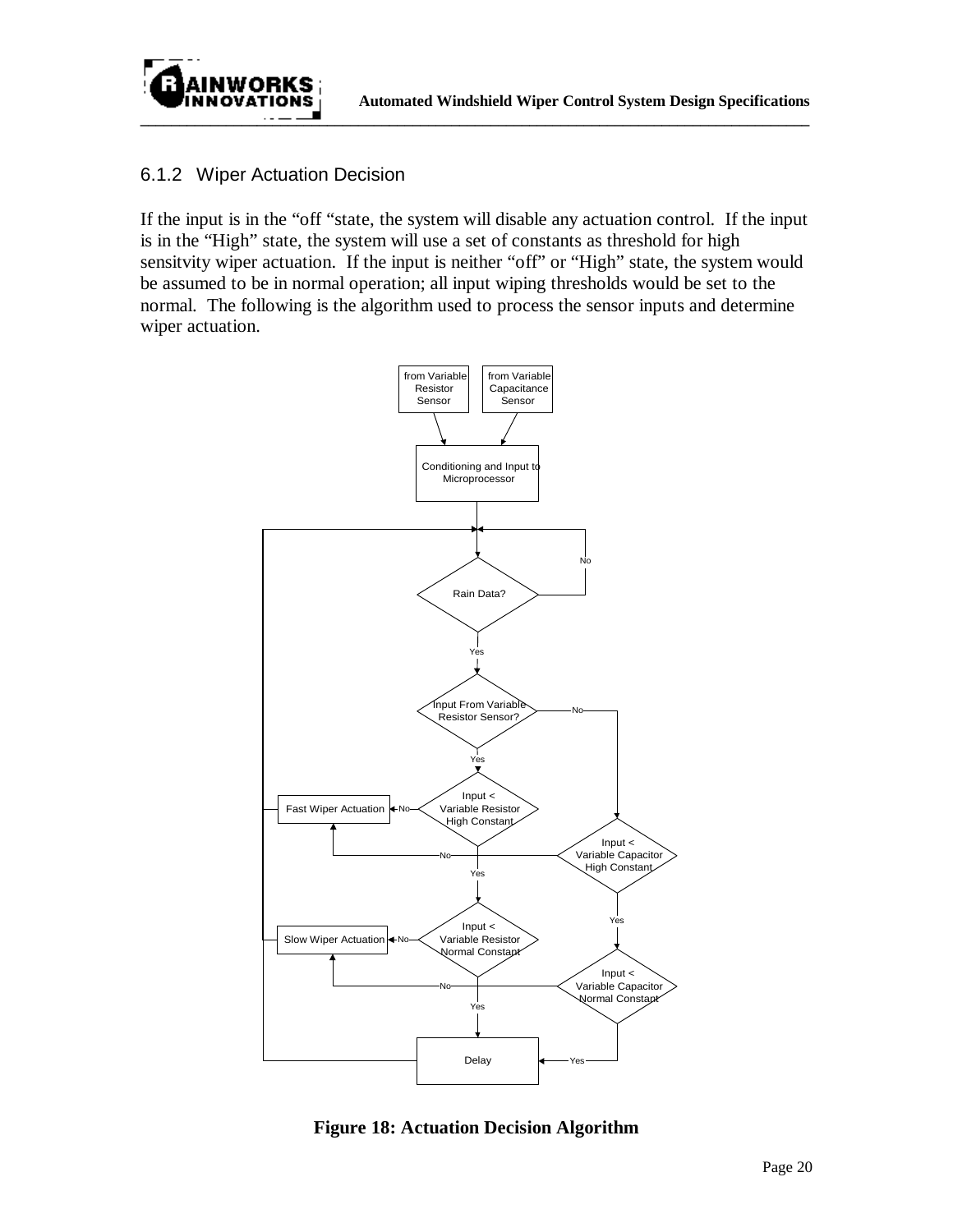### 6.1.2 Wiper Actuation Decision

If the input is in the “off “state, the system will disable any actuation control. If the input is in the “High” state, the system will use a set of constants as threshold for high sensitvity wiper actuation. If the input is neither “off” or “High” state, the system would be assumed to be in normal operation; all input wiping thresholds would be set to the normal. The following is the algorithm used to process the sensor inputs and determine wiper actuation.

**Figure 18: Actuation Decision Algorithm**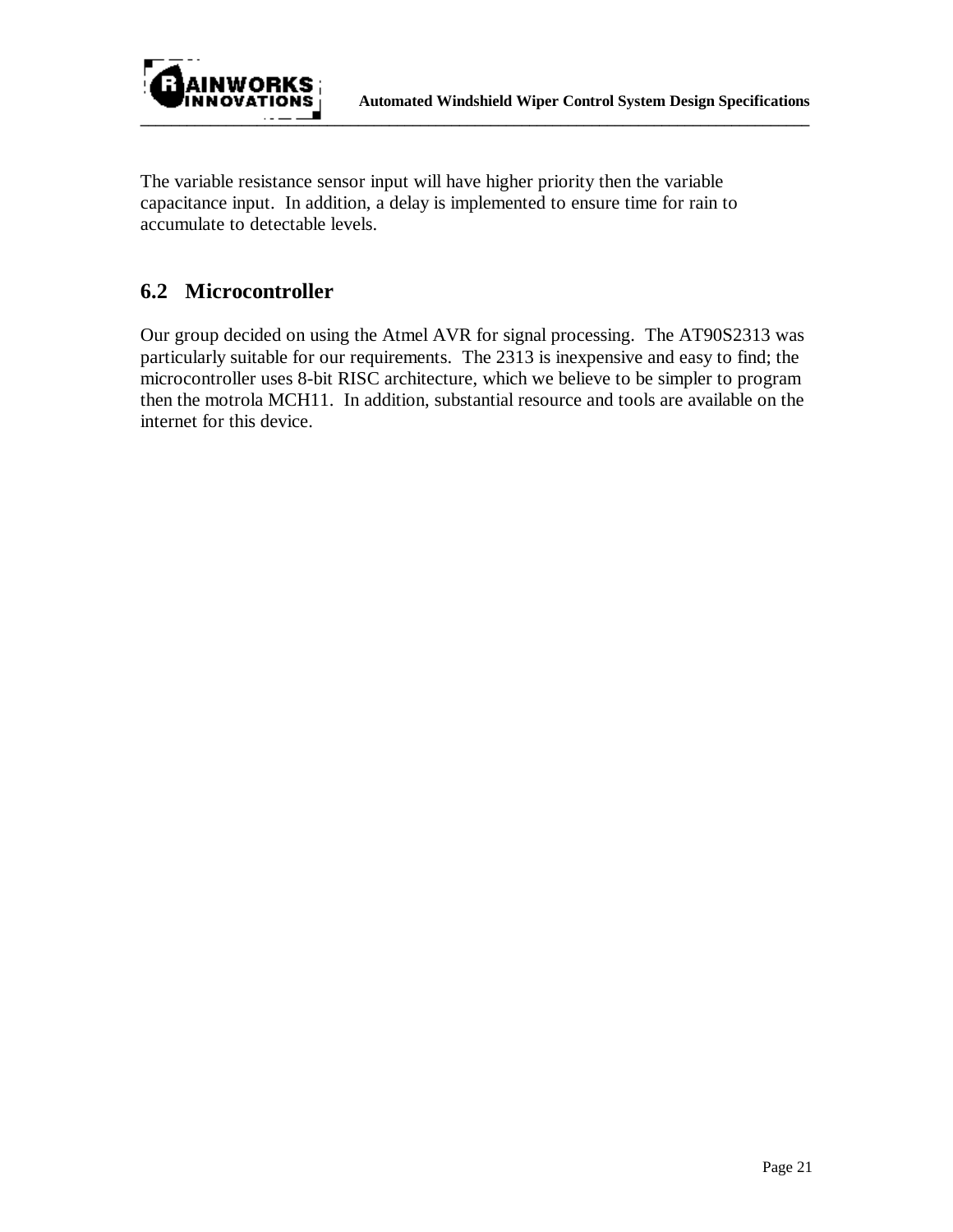The variable resistance sensor input will have higher priority then the variable capacitance input.  In addition, a delay is implemented to ensure time for rain to accumulate to detectable levels.

## 6.2 Microcontroller

Our group decided on using the Atmel AVR for signal processing.  The AT90S2313 was particularly suitable for our requirements.  The 2313 is inexpensive and easy to find; the microcontroller uses 8-bit RISC architecture, which we believe to be simpler to program then the motrola MCH11.  In addition, substantial resource and tools are available on the internet for this device.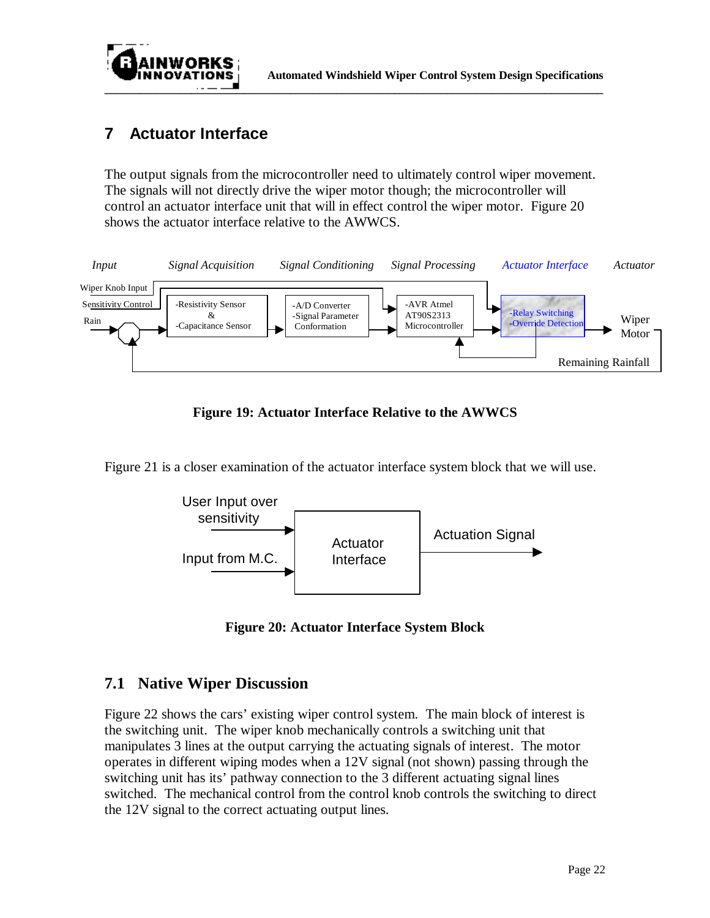# 7 Actuator Interface

The output signals from the microcontroller need to ultimately control wiper movement. The signals will not directly drive the wiper motor though; the microcontroller will control an actuator interface unit that will in effect control the wiper motor. Figure 20 shows the actuator interface relative to the AWWCS.

Figure 19: Actuator Interface Relative to the AWWCS

Figure 21 is a closer examination of the actuator interface system block that we will use.

Figure 20: Actuator Interface System Block

## 7.1 Native Wiper Discussion

Figure 22 shows the cars' existing wiper control system. The main block of interest is the switching unit. The wiper knob mechanically controls a switching unit that manipulates 3 lines at the output carrying the actuating signals of interest. The motor operates in different wiping modes when a 12V signal (not shown) passing through the switching unit has its' pathway connection to the 3 different actuating signal lines switched. The mechanical control from the control knob controls the switching to direct the 12V signal to the correct actuating output lines.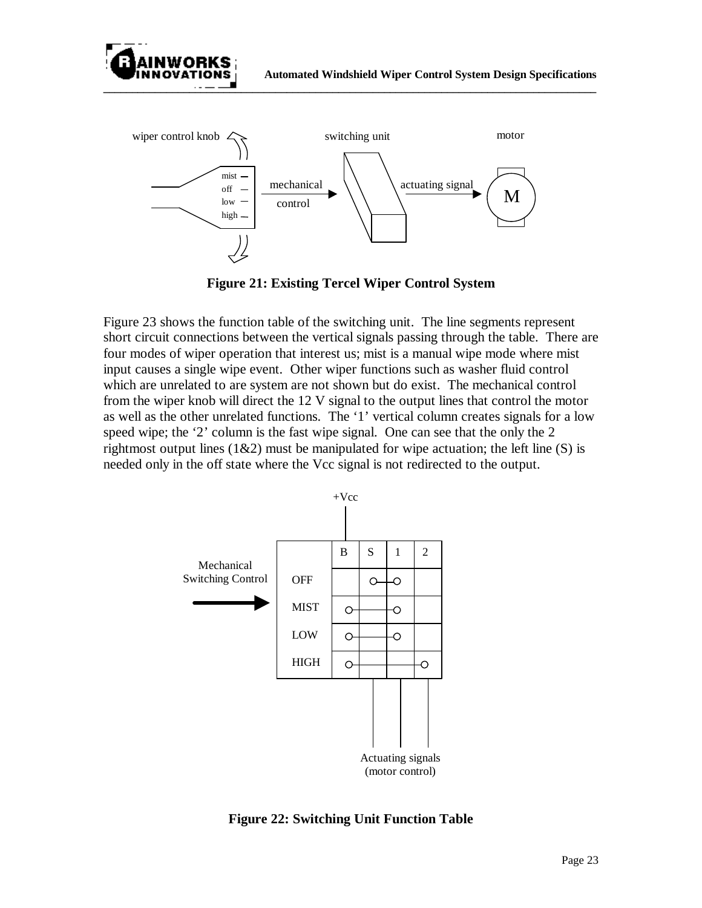**Figure 21: Existing Tercel Wiper Control System**

Figure 23 shows the function table of the switching unit. The line segments represent short circuit connections between the vertical signals passing through the table. There are four modes of wiper operation that interest us; mist is a manual wipe mode where mist input causes a single wipe event. Other wiper functions such as washer fluid control which are unrelated to are system are not shown but do exist. The mechanical control from the wiper knob will direct the 12 V signal to the output lines that control the motor as well as the other unrelated functions. The '1' vertical column creates signals for a low speed wipe; the '2' column is the fast wipe signal. One can see that the only the 2 rightmost output lines (1&2) must be manipulated for wipe actuation; the left line (S) is needed only in the off state where the Vcc signal is not redirected to the output.

**Figure 22: Switching Unit Function Table**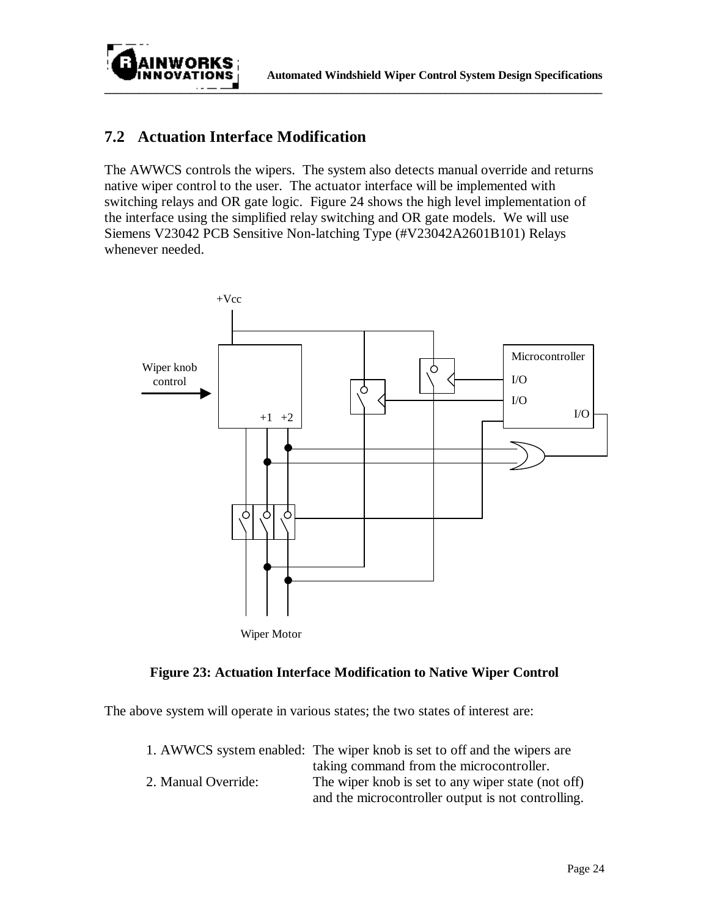## 7.2 Actuation Interface Modification

The AWWCS controls the wipers. The system also detects manual override and returns native wiper control to the user. The actuator interface will be implemented with switching relays and OR gate logic. Figure 24 shows the high level implementation of the interface using the simplified relay switching and OR gate models. We will use Siemens V23042 PCB Sensitive Non-latching Type (#V23042A2601B101) Relays whenever needed.

**Figure 23: Actuation Interface Modification to Native Wiper Control**

The above system will operate in various states; the two states of interest are:

| | |
|---|---|
| 1. AWWCS system enabled: | The wiper knob is set to off and the wipers are taking command from the microcontroller. |
| 2. Manual Override: | The wiper knob is set to any wiper state (not off) and the microcontroller output is not controlling. |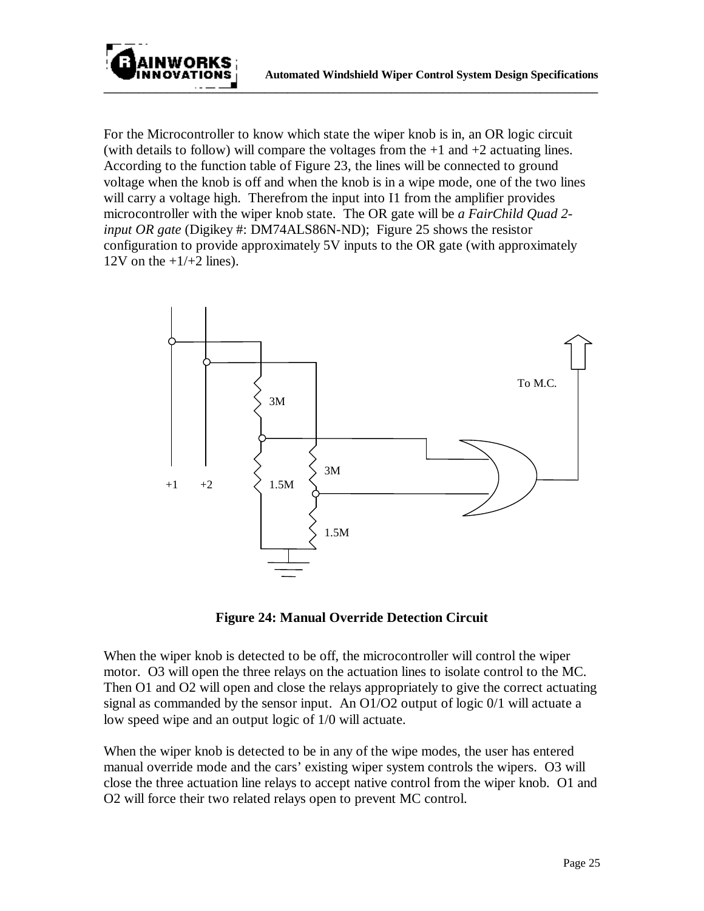For the Microcontroller to know which state the wiper knob is in, an OR logic circuit (with details to follow) will compare the voltages from the +1 and +2 actuating lines. According to the function table of Figure 23, the lines will be connected to ground voltage when the knob is off and when the knob is in a wipe mode, one of the two lines will carry a voltage high. Therefrom the input into I1 from the amplifier provides microcontroller with the wiper knob state. The OR gate will be *a FairChild Quad 2-input OR gate* (Digikey #: DM74ALS86N-ND); Figure 25 shows the resistor configuration to provide approximately 5V inputs to the OR gate (with approximately 12V on the +1/+2 lines).

**Figure 24: Manual Override Detection Circuit**

When the wiper knob is detected to be off, the microcontroller will control the wiper motor. O3 will open the three relays on the actuation lines to isolate control to the MC. Then O1 and O2 will open and close the relays appropriately to give the correct actuating signal as commanded by the sensor input. An O1/O2 output of logic 0/1 will actuate a low speed wipe and an output logic of 1/0 will actuate.

When the wiper knob is detected to be in any of the wipe modes, the user has entered manual override mode and the cars' existing wiper system controls the wipers. O3 will close the three actuation line relays to accept native control from the wiper knob. O1 and O2 will force their two related relays open to prevent MC control.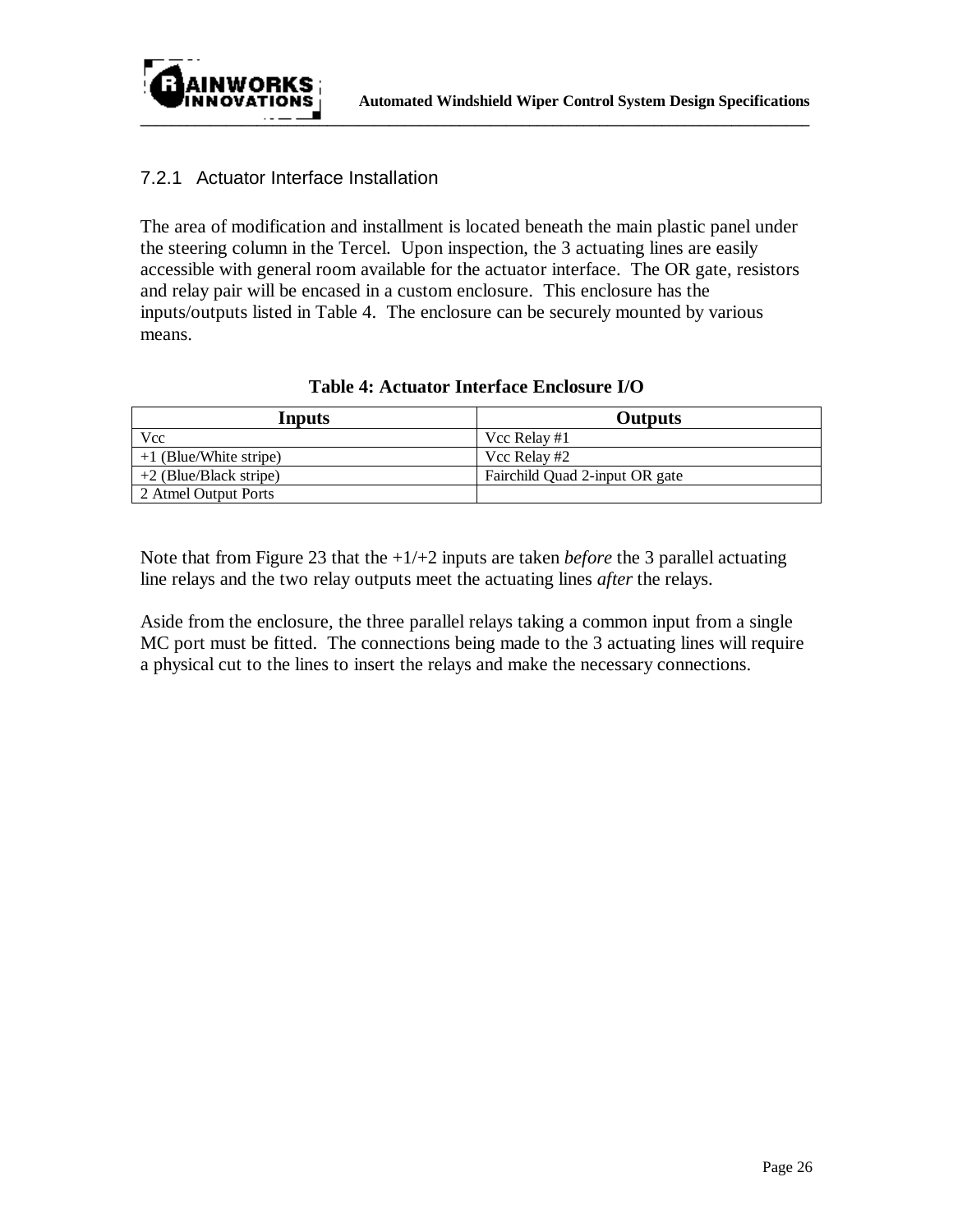### 7.2.1 Actuator Interface Installation

The area of modification and installment is located beneath the main plastic panel under the steering column in the Tercel. Upon inspection, the 3 actuating lines are easily accessible with general room available for the actuator interface. The OR gate, resistors and relay pair will be encased in a custom enclosure. This enclosure has the inputs/outputs listed in Table 4. The enclosure can be securely mounted by various means.

**Table 4: Actuator Interface Enclosure I/O**

| Inputs | Outputs |
|---|---|
| Vcc | Vcc Relay #1 |
| +1 (Blue/White stripe) | Vcc Relay #2 |
| +2 (Blue/Black stripe) | Fairchild Quad 2-input OR gate |
| 2 Atmel Output Ports | |

Note that from Figure 23 that the +1/+2 inputs are taken *before* the 3 parallel actuating line relays and the two relay outputs meet the actuating lines *after* the relays.

Aside from the enclosure, the three parallel relays taking a common input from a single MC port must be fitted. The connections being made to the 3 actuating lines will require a physical cut to the lines to insert the relays and make the necessary connections.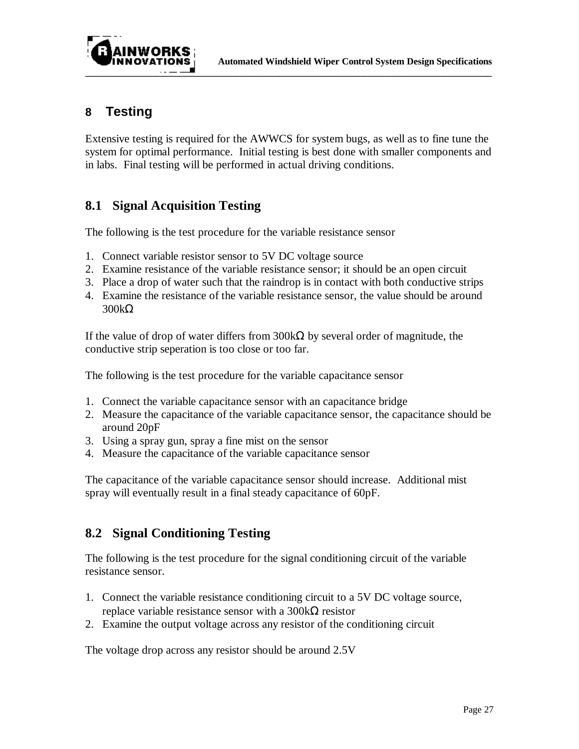# 8 Testing

Extensive testing is required for the AWWCS for system bugs, as well as to fine tune the system for optimal performance. Initial testing is best done with smaller components and in labs. Final testing will be performed in actual driving conditions.

## 8.1 Signal Acquisition Testing

The following is the test procedure for the variable resistance sensor

1. Connect variable resistor sensor to 5V DC voltage source
2. Examine resistance of the variable resistance sensor; it should be an open circuit
3. Place a drop of water such that the raindrop is in contact with both conductive strips
4. Examine the resistance of the variable resistance sensor, the value should be around 300kΩ

If the value of drop of water differs from 300kΩ by several order of magnitude, the conductive strip seperation is too close or too far.

The following is the test procedure for the variable capacitance sensor

1. Connect the variable capacitance sensor with an capacitance bridge
2. Measure the capacitance of the variable capacitance sensor, the capacitance should be around 20pF
3. Using a spray gun, spray a fine mist on the sensor
4. Measure the capacitance of the variable capacitance sensor

The capacitance of the variable capacitance sensor should increase. Additional mist spray will eventually result in a final steady capacitance of 60pF.

## 8.2 Signal Conditioning Testing

The following is the test procedure for the signal conditioning circuit of the variable resistance sensor.

1. Connect the variable resistance conditioning circuit to a 5V DC voltage source, replace variable resistance sensor with a 300kΩ resistor
2. Examine the output voltage across any resistor of the conditioning circuit

The voltage drop across any resistor should be around 2.5V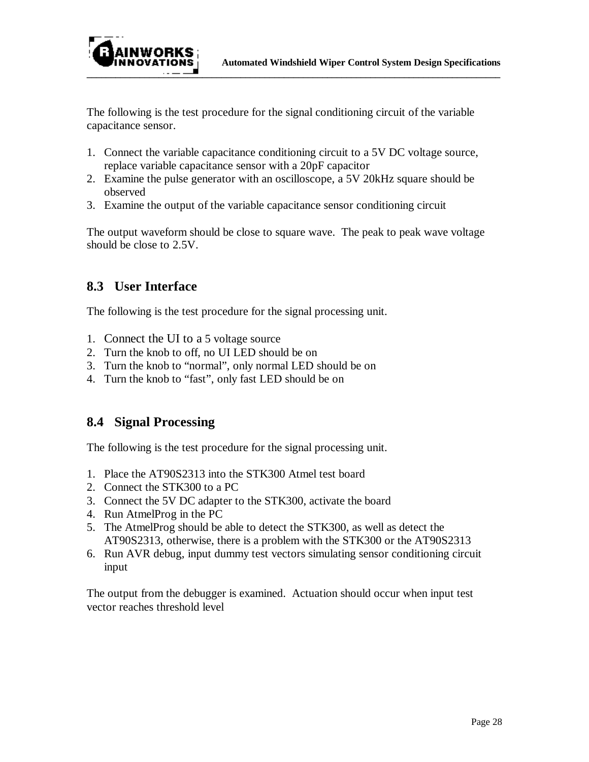The following is the test procedure for the signal conditioning circuit of the variable capacitance sensor.

1. Connect the variable capacitance conditioning circuit to a 5V DC voltage source, replace variable capacitance sensor with a 20pF capacitor
2. Examine the pulse generator with an oscilloscope, a 5V 20kHz square should be observed
3. Examine the output of the variable capacitance sensor conditioning circuit

The output waveform should be close to square wave. The peak to peak wave voltage should be close to 2.5V.

## 8.3 User Interface

The following is the test procedure for the signal processing unit.

1. Connect the UI to a 5 voltage source
2. Turn the knob to off, no UI LED should be on
3. Turn the knob to "normal", only normal LED should be on
4. Turn the knob to "fast", only fast LED should be on

## 8.4 Signal Processing

The following is the test procedure for the signal processing unit.

1. Place the AT90S2313 into the STK300 Atmel test board
2. Connect the STK300 to a PC
3. Connect the 5V DC adapter to the STK300, activate the board
4. Run AtmelProg in the PC
5. The AtmelProg should be able to detect the STK300, as well as detect the AT90S2313, otherwise, there is a problem with the STK300 or the AT90S2313
6. Run AVR debug, input dummy test vectors simulating sensor conditioning circuit input

The output from the debugger is examined. Actuation should occur when input test vector reaches threshold level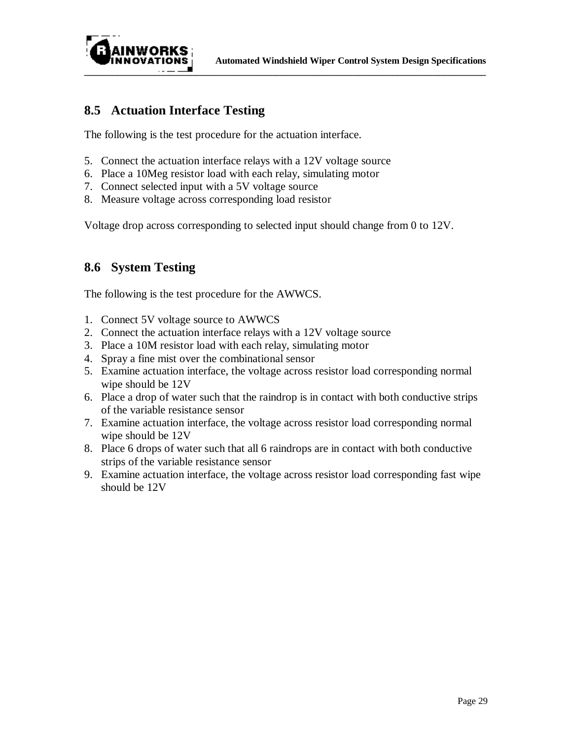## 8.5 Actuation Interface Testing

The following is the test procedure for the actuation interface.

5. Connect the actuation interface relays with a 12V voltage source
6. Place a 10Meg resistor load with each relay, simulating motor
7. Connect selected input with a 5V voltage source
8. Measure voltage across corresponding load resistor

Voltage drop across corresponding to selected input should change from 0 to 12V.

## 8.6 System Testing

The following is the test procedure for the AWWCS.

1. Connect 5V voltage source to AWWCS
2. Connect the actuation interface relays with a 12V voltage source
3. Place a 10M resistor load with each relay, simulating motor
4. Spray a fine mist over the combinational sensor
5. Examine actuation interface, the voltage across resistor load corresponding normal wipe should be 12V
6. Place a drop of water such that the raindrop is in contact with both conductive strips of the variable resistance sensor
7. Examine actuation interface, the voltage across resistor load corresponding normal wipe should be 12V
8. Place 6 drops of water such that all 6 raindrops are in contact with both conductive strips of the variable resistance sensor
9. Examine actuation interface, the voltage across resistor load corresponding fast wipe should be 12V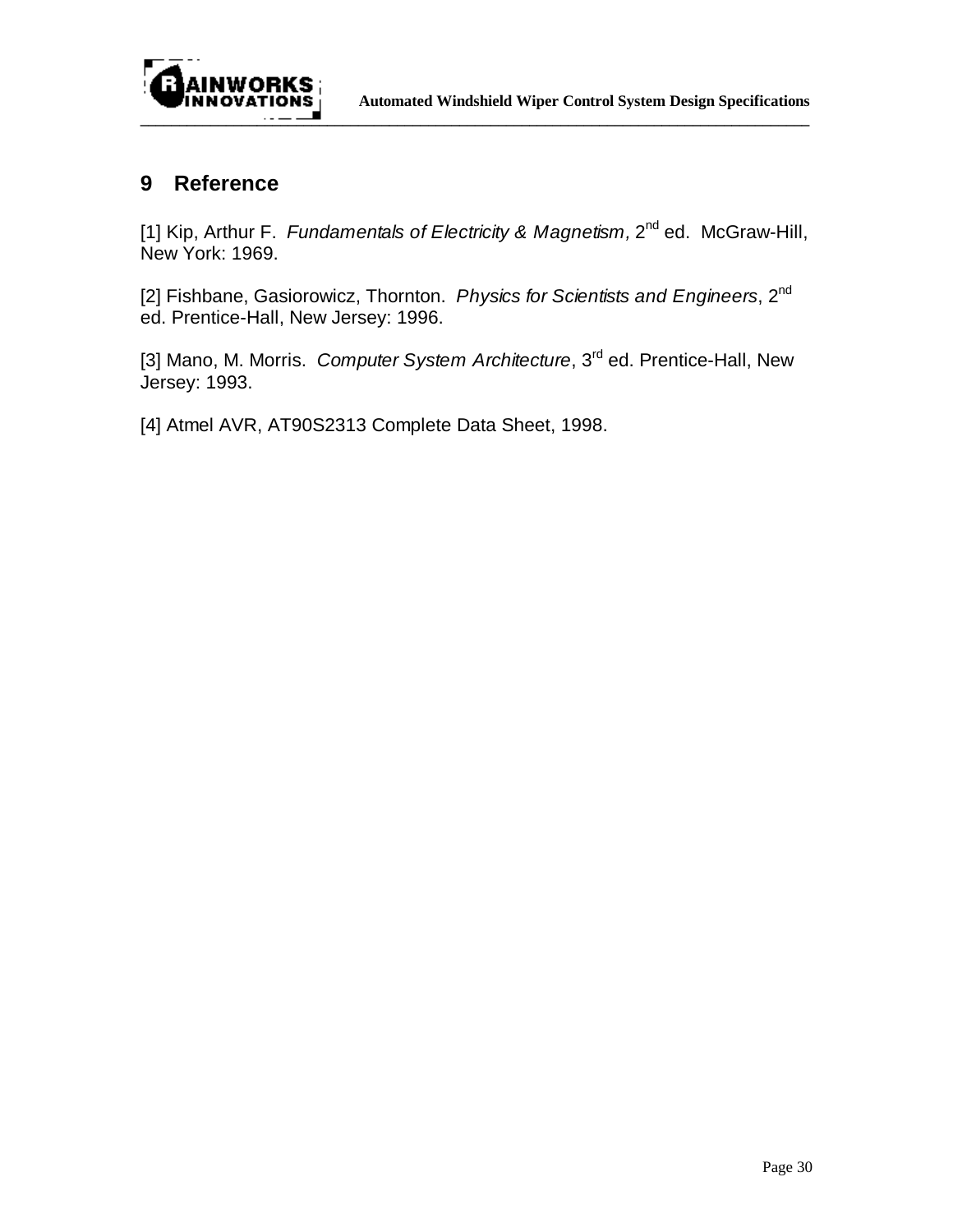## 9 Reference

[1] Kip, Arthur F. *Fundamentals of Electricity & Magnetism,* 2nd ed. McGraw-Hill, New York: 1969.

[2] Fishbane, Gasiorowicz, Thornton. *Physics for Scientists and Engineers*, 2nd ed. Prentice-Hall, New Jersey: 1996.

[3] Mano, M. Morris. *Computer System Architecture*, 3rd ed. Prentice-Hall, New Jersey: 1993.

[4] Atmel AVR, AT90S2313 Complete Data Sheet, 1998.